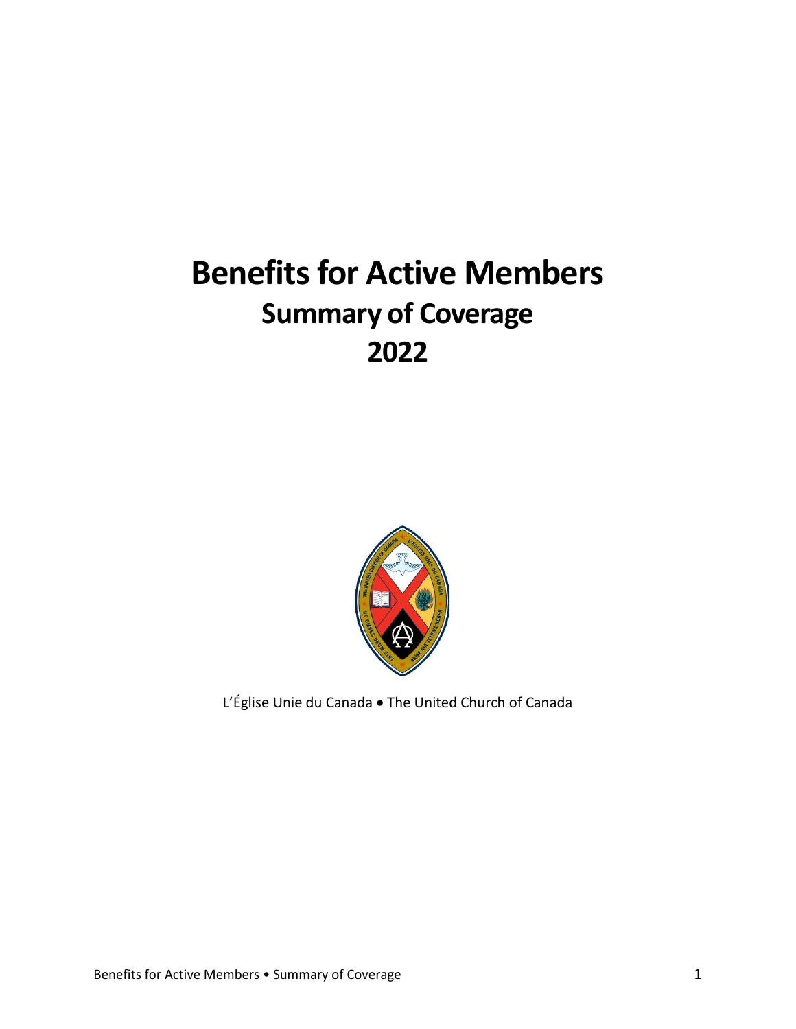# Benefits for Active Members

## Summary of Coverage

## 2022

L'Église Unie du Canada • The United Church of Canada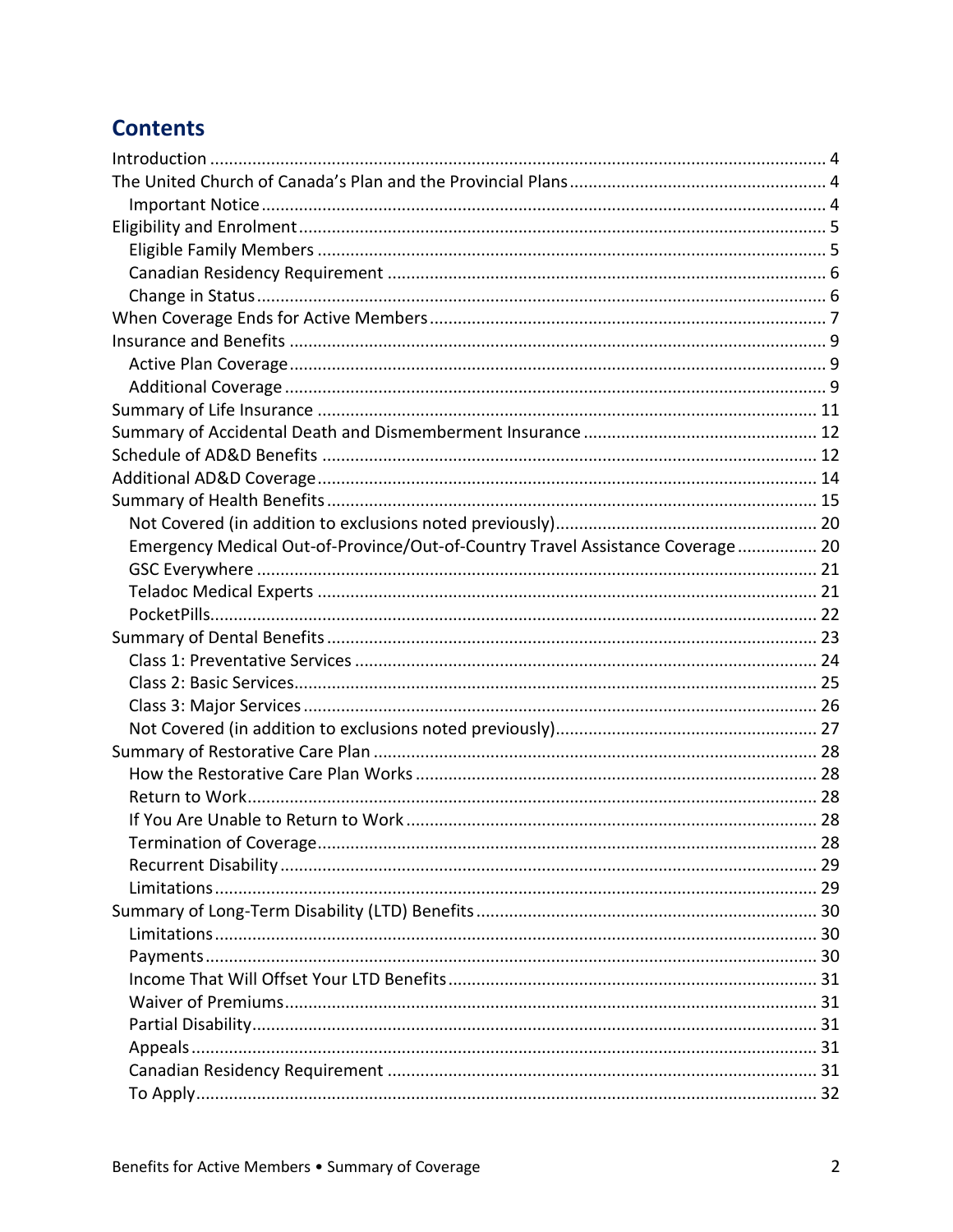# Contents

- Introduction ... 4
- The United Church of Canada's Plan and the Provincial Plans ... 4
  - Important Notice ... 4
- Eligibility and Enrolment ... 5
  - Eligible Family Members ... 5
  - Canadian Residency Requirement ... 6
  - Change in Status ... 6
- When Coverage Ends for Active Members ... 7
- Insurance and Benefits ... 9
  - Active Plan Coverage ... 9
  - Additional Coverage ... 9
- Summary of Life Insurance ... 11
- Summary of Accidental Death and Dismemberment Insurance ... 12
- Schedule of AD&D Benefits ... 12
- Additional AD&D Coverage ... 14
- Summary of Health Benefits ... 15
  - Not Covered (in addition to exclusions noted previously) ... 20
  - Emergency Medical Out-of-Province/Out-of-Country Travel Assistance Coverage ... 20
  - GSC Everywhere ... 21
  - Teladoc Medical Experts ... 21
  - PocketPills ... 22
- Summary of Dental Benefits ... 23
  - Class 1: Preventative Services ... 24
  - Class 2: Basic Services ... 25
  - Class 3: Major Services ... 26
  - Not Covered (in addition to exclusions noted previously) ... 27
- Summary of Restorative Care Plan ... 28
  - How the Restorative Care Plan Works ... 28
  - Return to Work ... 28
  - If You Are Unable to Return to Work ... 28
  - Termination of Coverage ... 28
  - Recurrent Disability ... 29
  - Limitations ... 29
- Summary of Long-Term Disability (LTD) Benefits ... 30
  - Limitations ... 30
  - Payments ... 30
  - Income That Will Offset Your LTD Benefits ... 31
  - Waiver of Premiums ... 31
  - Partial Disability ... 31
  - Appeals ... 31
  - Canadian Residency Requirement ... 31
  - To Apply ... 32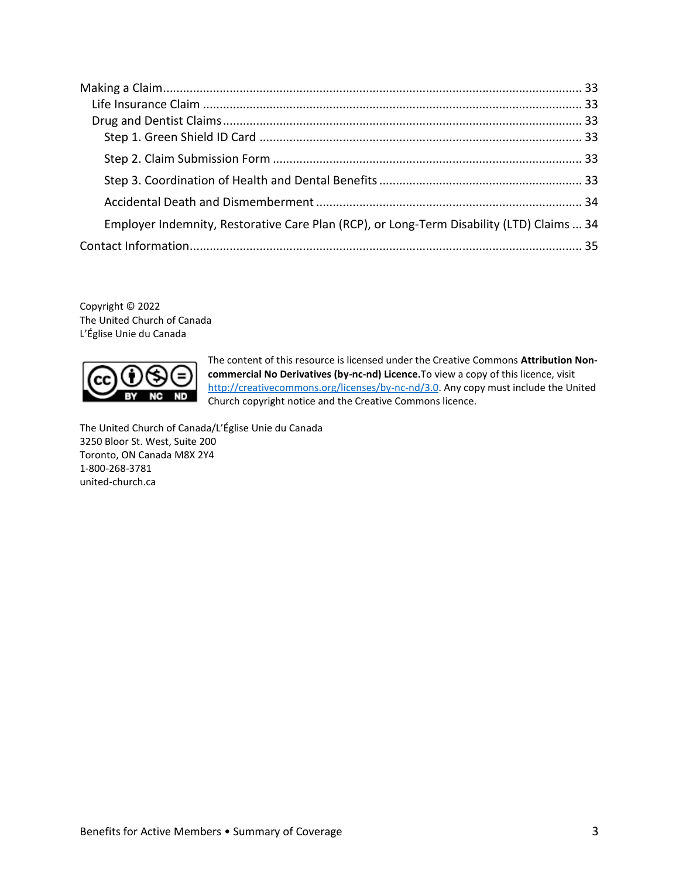Making a Claim ........................................................................................................................ 33
- Life Insurance Claim ................................................................................................................. 33
- Drug and Dentist Claims ........................................................................................................... 33
  - Step 1. Green Shield ID Card ................................................................................................ 33
  - Step 2. Claim Submission Form ............................................................................................ 33
  - Step 3. Coordination of Health and Dental Benefits ............................................................. 33
  - Accidental Death and Dismemberment ............................................................................... 34
  - Employer Indemnity, Restorative Care Plan (RCP), or Long-Term Disability (LTD) Claims ... 34

Contact Information .................................................................................................................. 35

Copyright © 2022
The United Church of Canada
L'Église Unie du Canada

The content of this resource is licensed under the Creative Commons **Attribution Non-commercial No Derivatives (by-nc-nd) Licence.** To view a copy of this licence, visit http://creativecommons.org/licenses/by-nc-nd/3.0. Any copy must include the United Church copyright notice and the Creative Commons licence.

The United Church of Canada/L'Église Unie du Canada
3250 Bloor St. West, Suite 200
Toronto, ON Canada M8X 2Y4
1-800-268-3781
united-church.ca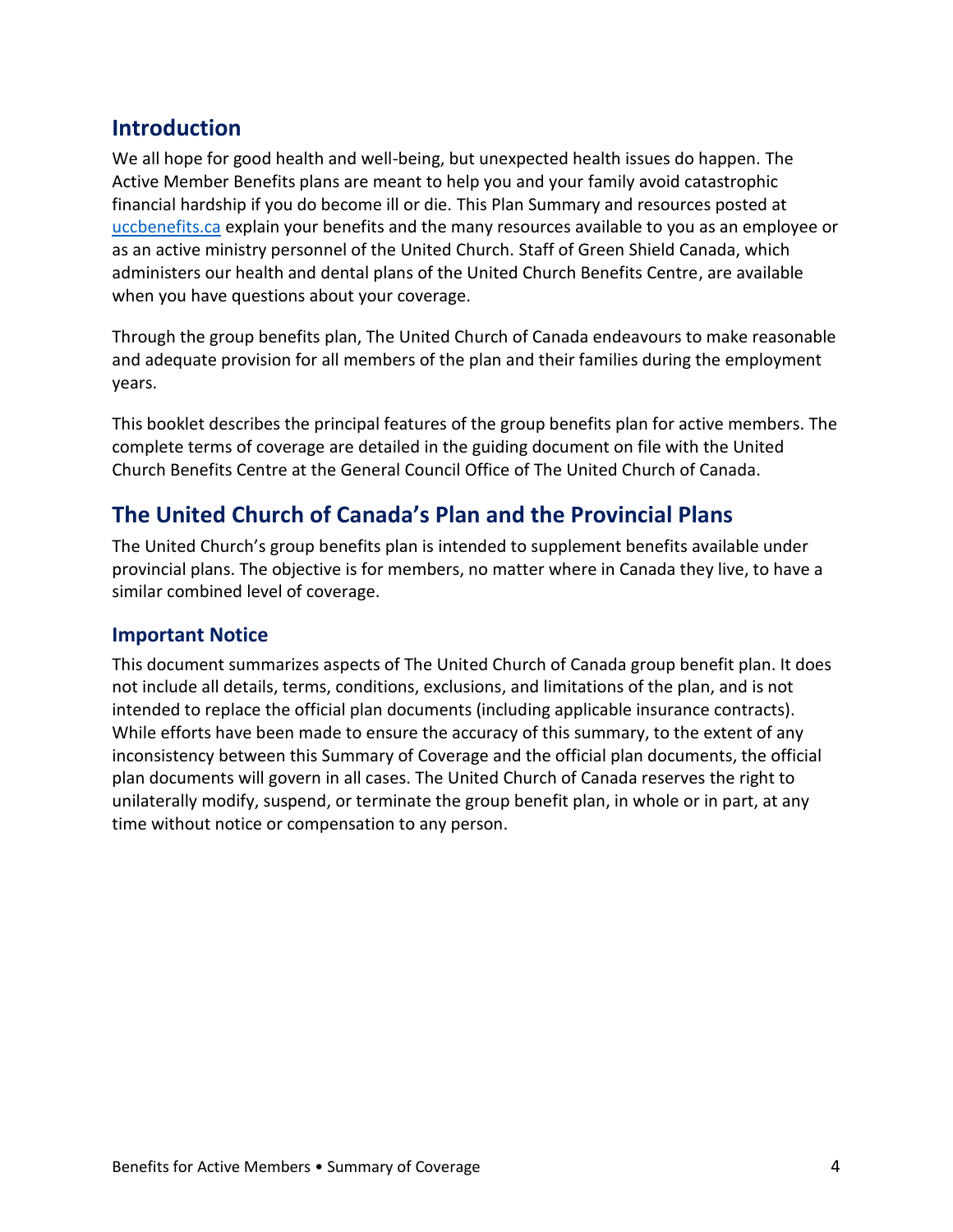## Introduction

We all hope for good health and well-being, but unexpected health issues do happen. The Active Member Benefits plans are meant to help you and your family avoid catastrophic financial hardship if you do become ill or die. This Plan Summary and resources posted at [uccbenefits.ca](uccbenefits.ca) explain your benefits and the many resources available to you as an employee or as an active ministry personnel of the United Church. Staff of Green Shield Canada, which administers our health and dental plans of the United Church Benefits Centre, are available when you have questions about your coverage.

Through the group benefits plan, The United Church of Canada endeavours to make reasonable and adequate provision for all members of the plan and their families during the employment years.

This booklet describes the principal features of the group benefits plan for active members. The complete terms of coverage are detailed in the guiding document on file with the United Church Benefits Centre at the General Council Office of The United Church of Canada.

## The United Church of Canada's Plan and the Provincial Plans

The United Church's group benefits plan is intended to supplement benefits available under provincial plans. The objective is for members, no matter where in Canada they live, to have a similar combined level of coverage.

### Important Notice

This document summarizes aspects of The United Church of Canada group benefit plan. It does not include all details, terms, conditions, exclusions, and limitations of the plan, and is not intended to replace the official plan documents (including applicable insurance contracts). While efforts have been made to ensure the accuracy of this summary, to the extent of any inconsistency between this Summary of Coverage and the official plan documents, the official plan documents will govern in all cases. The United Church of Canada reserves the right to unilaterally modify, suspend, or terminate the group benefit plan, in whole or in part, at any time without notice or compensation to any person.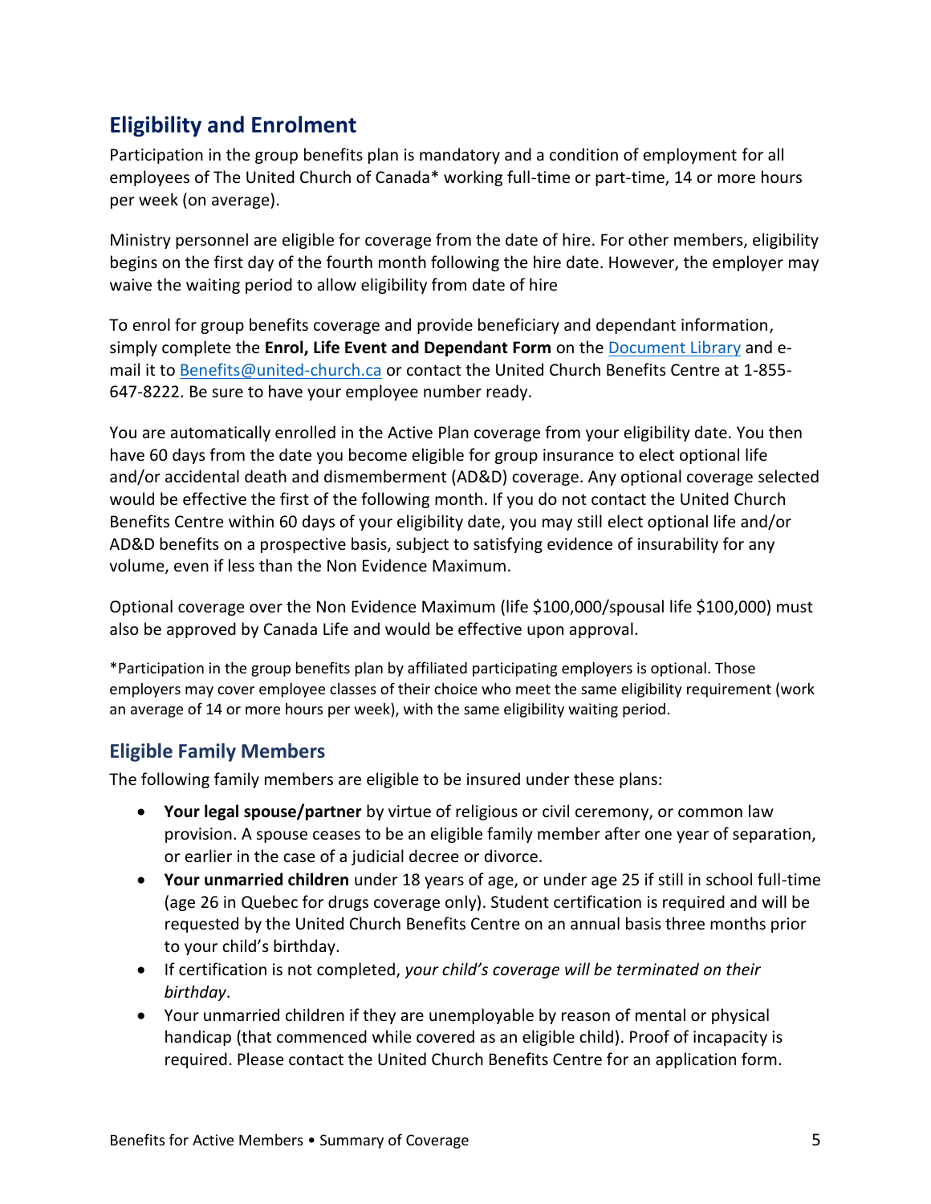## Eligibility and Enrolment

Participation in the group benefits plan is mandatory and a condition of employment for all employees of The United Church of Canada* working full-time or part-time, 14 or more hours per week (on average).

Ministry personnel are eligible for coverage from the date of hire. For other members, eligibility begins on the first day of the fourth month following the hire date. However, the employer may waive the waiting period to allow eligibility from date of hire

To enrol for group benefits coverage and provide beneficiary and dependant information, simply complete the **Enrol, Life Event and Dependant Form** on the [Document Library](#) and e-mail it to [Benefits@united-church.ca](mailto:Benefits@united-church.ca) or contact the United Church Benefits Centre at 1-855-647-8222. Be sure to have your employee number ready.

You are automatically enrolled in the Active Plan coverage from your eligibility date. You then have 60 days from the date you become eligible for group insurance to elect optional life and/or accidental death and dismemberment (AD&D) coverage. Any optional coverage selected would be effective the first of the following month. If you do not contact the United Church Benefits Centre within 60 days of your eligibility date, you may still elect optional life and/or AD&D benefits on a prospective basis, subject to satisfying evidence of insurability for any volume, even if less than the Non Evidence Maximum.

Optional coverage over the Non Evidence Maximum (life $100,000/spousal life $100,000) must also be approved by Canada Life and would be effective upon approval.

*Participation in the group benefits plan by affiliated participating employers is optional. Those employers may cover employee classes of their choice who meet the same eligibility requirement (work an average of 14 or more hours per week), with the same eligibility waiting period.

### Eligible Family Members

The following family members are eligible to be insured under these plans:

- **Your legal spouse/partner** by virtue of religious or civil ceremony, or common law provision. A spouse ceases to be an eligible family member after one year of separation, or earlier in the case of a judicial decree or divorce.
- **Your unmarried children** under 18 years of age, or under age 25 if still in school full-time (age 26 in Quebec for drugs coverage only). Student certification is required and will be requested by the United Church Benefits Centre on an annual basis three months prior to your child's birthday.
- If certification is not completed, *your child's coverage will be terminated on their birthday*.
- Your unmarried children if they are unemployable by reason of mental or physical handicap (that commenced while covered as an eligible child). Proof of incapacity is required. Please contact the United Church Benefits Centre for an application form.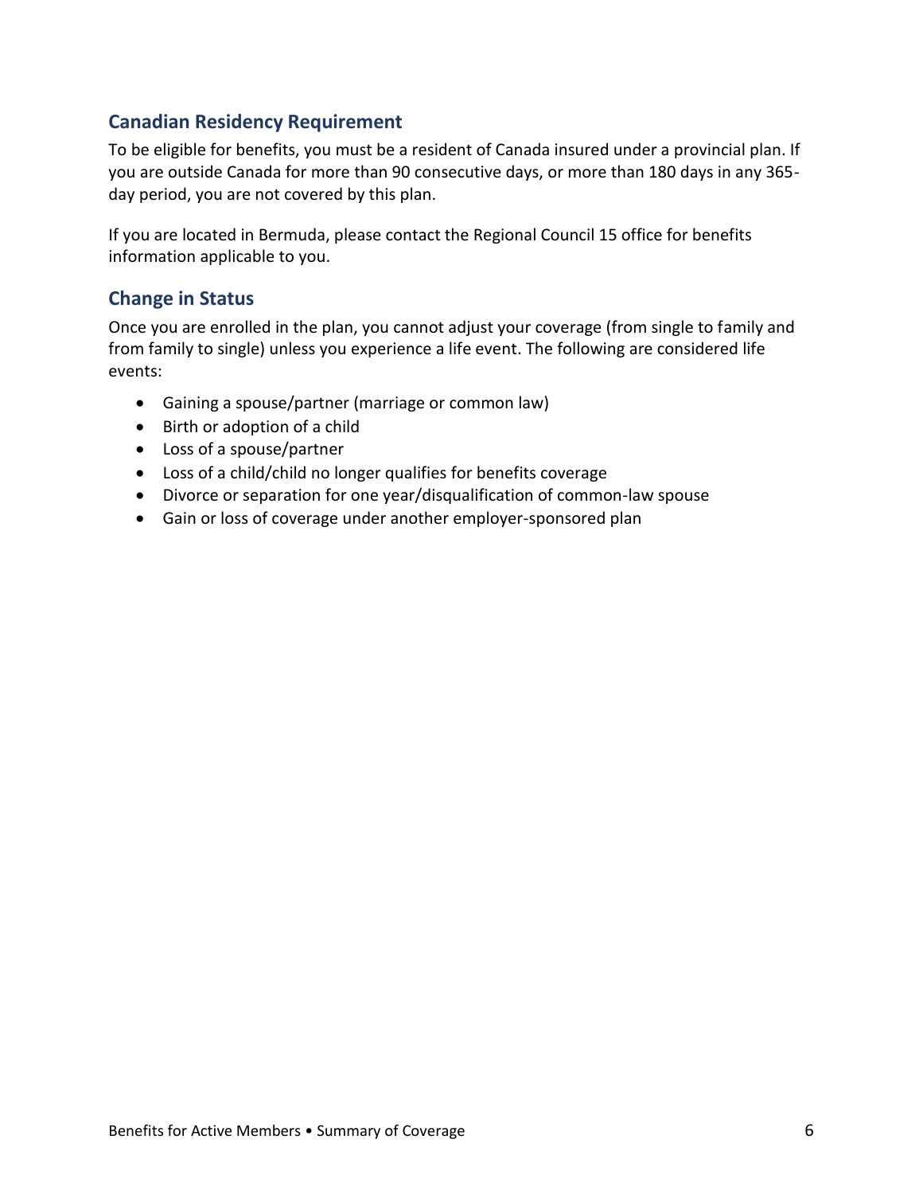## Canadian Residency Requirement

To be eligible for benefits, you must be a resident of Canada insured under a provincial plan. If you are outside Canada for more than 90 consecutive days, or more than 180 days in any 365-day period, you are not covered by this plan.

If you are located in Bermuda, please contact the Regional Council 15 office for benefits information applicable to you.

## Change in Status

Once you are enrolled in the plan, you cannot adjust your coverage (from single to family and from family to single) unless you experience a life event. The following are considered life events:

- Gaining a spouse/partner (marriage or common law)
- Birth or adoption of a child
- Loss of a spouse/partner
- Loss of a child/child no longer qualifies for benefits coverage
- Divorce or separation for one year/disqualification of common-law spouse
- Gain or loss of coverage under another employer-sponsored plan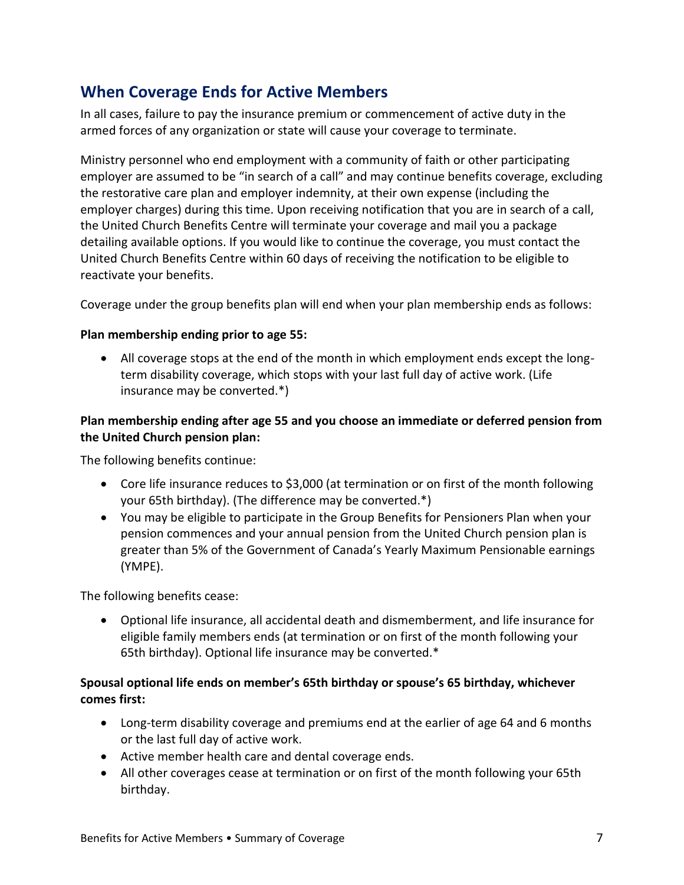## When Coverage Ends for Active Members

In all cases, failure to pay the insurance premium or commencement of active duty in the armed forces of any organization or state will cause your coverage to terminate.

Ministry personnel who end employment with a community of faith or other participating employer are assumed to be "in search of a call" and may continue benefits coverage, excluding the restorative care plan and employer indemnity, at their own expense (including the employer charges) during this time. Upon receiving notification that you are in search of a call, the United Church Benefits Centre will terminate your coverage and mail you a package detailing available options. If you would like to continue the coverage, you must contact the United Church Benefits Centre within 60 days of receiving the notification to be eligible to reactivate your benefits.

Coverage under the group benefits plan will end when your plan membership ends as follows:

**Plan membership ending prior to age 55:**

- All coverage stops at the end of the month in which employment ends except the long-term disability coverage, which stops with your last full day of active work. (Life insurance may be converted.*)

**Plan membership ending after age 55 and you choose an immediate or deferred pension from the United Church pension plan:**

The following benefits continue:

- Core life insurance reduces to $3,000 (at termination or on first of the month following your 65th birthday). (The difference may be converted.*)
- You may be eligible to participate in the Group Benefits for Pensioners Plan when your pension commences and your annual pension from the United Church pension plan is greater than 5% of the Government of Canada's Yearly Maximum Pensionable earnings (YMPE).

The following benefits cease:

- Optional life insurance, all accidental death and dismemberment, and life insurance for eligible family members ends (at termination or on first of the month following your 65th birthday). Optional life insurance may be converted.*

**Spousal optional life ends on member's 65th birthday or spouse's 65 birthday, whichever comes first:**

- Long-term disability coverage and premiums end at the earlier of age 64 and 6 months or the last full day of active work.
- Active member health care and dental coverage ends.
- All other coverages cease at termination or on first of the month following your 65th birthday.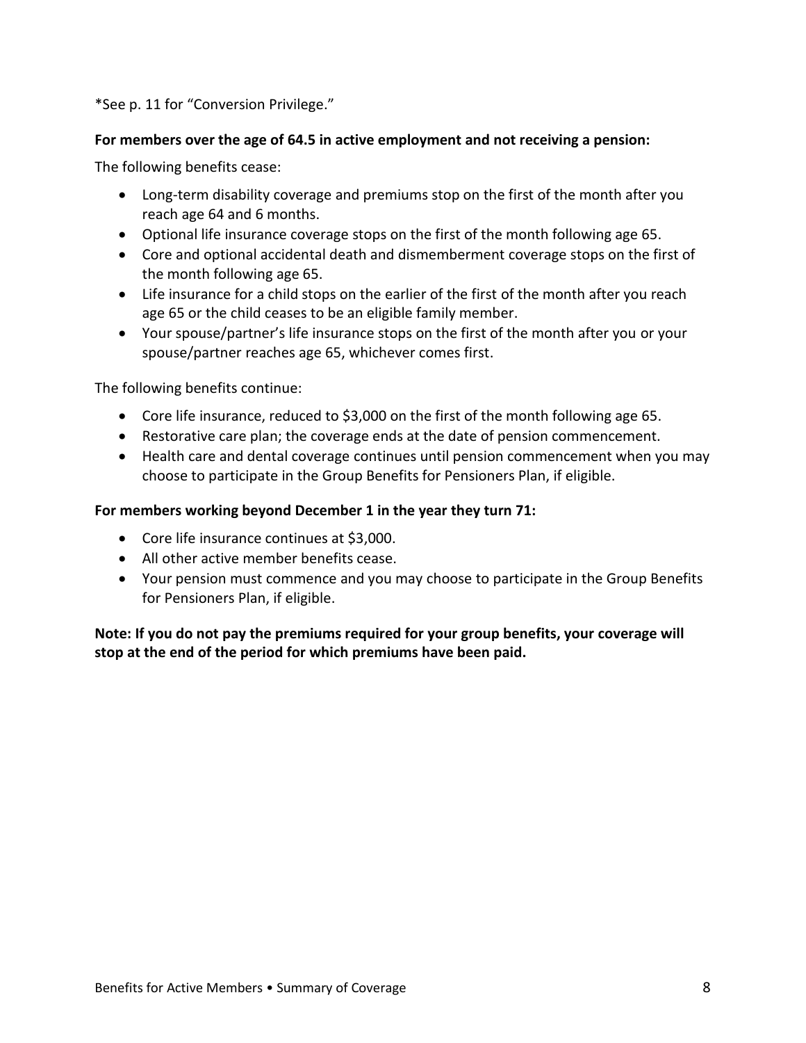*See p. 11 for “Conversion Privilege.”

**For members over the age of 64.5 in active employment and not receiving a pension:**

The following benefits cease:

- Long-term disability coverage and premiums stop on the first of the month after you reach age 64 and 6 months.
- Optional life insurance coverage stops on the first of the month following age 65.
- Core and optional accidental death and dismemberment coverage stops on the first of the month following age 65.
- Life insurance for a child stops on the earlier of the first of the month after you reach age 65 or the child ceases to be an eligible family member.
- Your spouse/partner’s life insurance stops on the first of the month after you or your spouse/partner reaches age 65, whichever comes first.

The following benefits continue:

- Core life insurance, reduced to $3,000 on the first of the month following age 65.
- Restorative care plan; the coverage ends at the date of pension commencement.
- Health care and dental coverage continues until pension commencement when you may choose to participate in the Group Benefits for Pensioners Plan, if eligible.

**For members working beyond December 1 in the year they turn 71:**

- Core life insurance continues at $3,000.
- All other active member benefits cease.
- Your pension must commence and you may choose to participate in the Group Benefits for Pensioners Plan, if eligible.

**Note: If you do not pay the premiums required for your group benefits, your coverage will stop at the end of the period for which premiums have been paid.**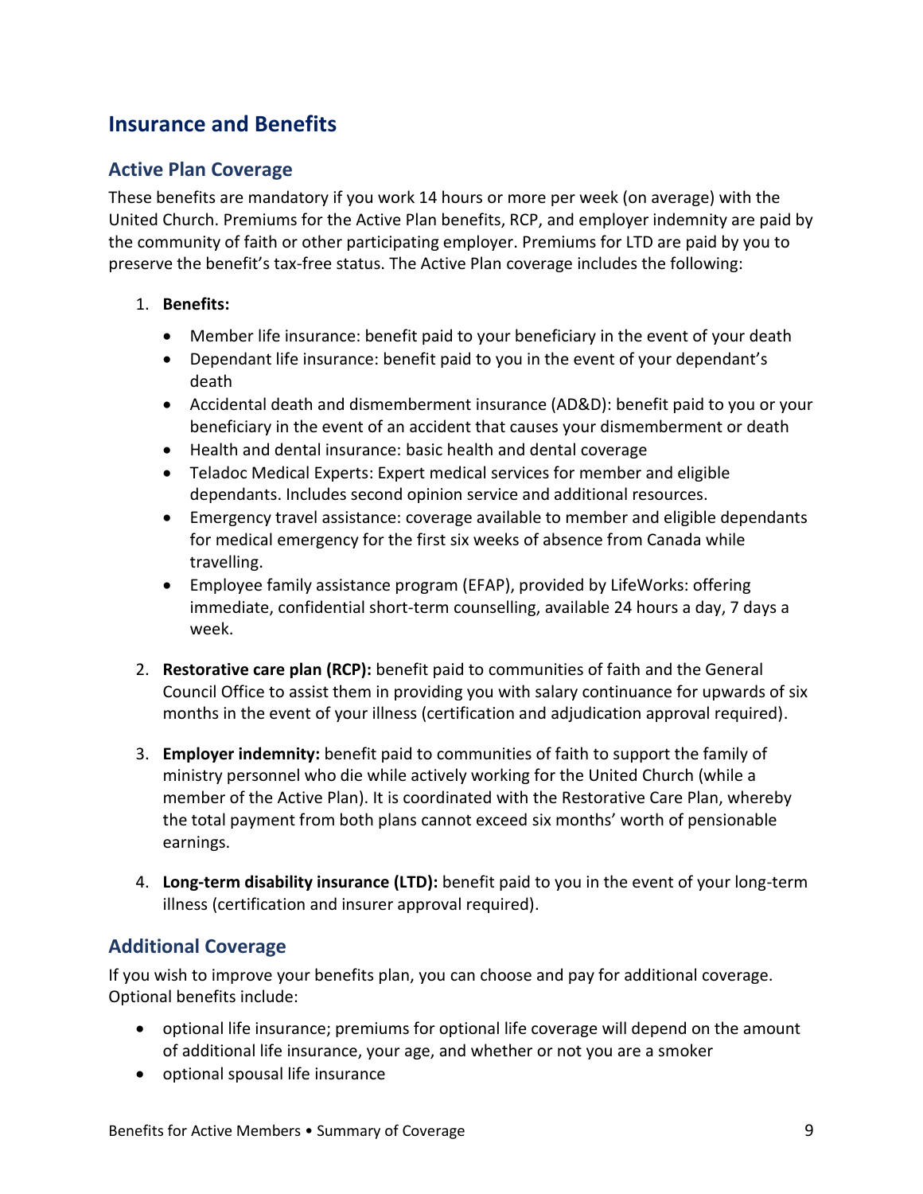## Insurance and Benefits

### Active Plan Coverage

These benefits are mandatory if you work 14 hours or more per week (on average) with the United Church. Premiums for the Active Plan benefits, RCP, and employer indemnity are paid by the community of faith or other participating employer. Premiums for LTD are paid by you to preserve the benefit's tax-free status. The Active Plan coverage includes the following:

1. **Benefits:**
   - Member life insurance: benefit paid to your beneficiary in the event of your death
   - Dependant life insurance: benefit paid to you in the event of your dependant's death
   - Accidental death and dismemberment insurance (AD&D): benefit paid to you or your beneficiary in the event of an accident that causes your dismemberment or death
   - Health and dental insurance: basic health and dental coverage
   - Teladoc Medical Experts: Expert medical services for member and eligible dependants. Includes second opinion service and additional resources.
   - Emergency travel assistance: coverage available to member and eligible dependants for medical emergency for the first six weeks of absence from Canada while travelling.
   - Employee family assistance program (EFAP), provided by LifeWorks: offering immediate, confidential short-term counselling, available 24 hours a day, 7 days a week.

2. **Restorative care plan (RCP):** benefit paid to communities of faith and the General Council Office to assist them in providing you with salary continuance for upwards of six months in the event of your illness (certification and adjudication approval required).

3. **Employer indemnity:** benefit paid to communities of faith to support the family of ministry personnel who die while actively working for the United Church (while a member of the Active Plan). It is coordinated with the Restorative Care Plan, whereby the total payment from both plans cannot exceed six months' worth of pensionable earnings.

4. **Long-term disability insurance (LTD):** benefit paid to you in the event of your long-term illness (certification and insurer approval required).

### Additional Coverage

If you wish to improve your benefits plan, you can choose and pay for additional coverage. Optional benefits include:

- optional life insurance; premiums for optional life coverage will depend on the amount of additional life insurance, your age, and whether or not you are a smoker
- optional spousal life insurance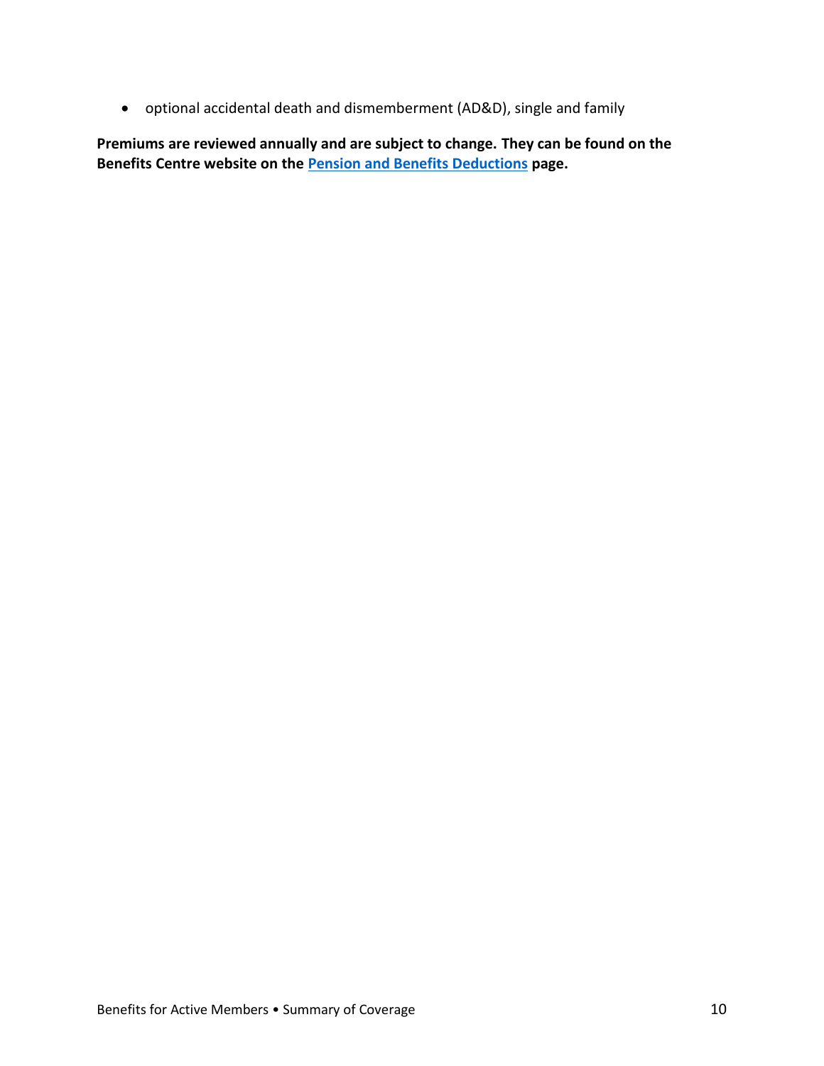- optional accidental death and dismemberment (AD&D), single and family

**Premiums are reviewed annually and are subject to change. They can be found on the Benefits Centre website on the [Pension and Benefits Deductions] page.**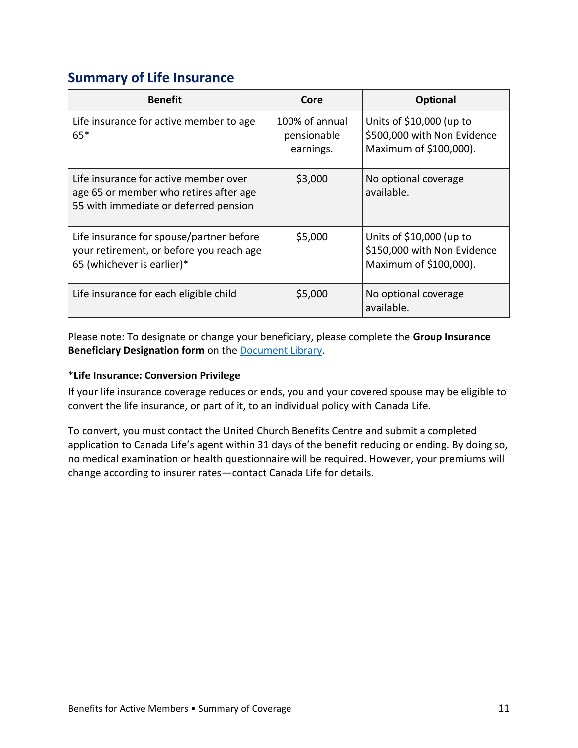## Summary of Life Insurance

| Benefit | Core | Optional |
|---|---|---|
| Life insurance for active member to age 65* | 100% of annual pensionable earnings. | Units of $10,000 (up to $500,000 with Non Evidence Maximum of $100,000). |
| Life insurance for active member over age 65 or member who retires after age 55 with immediate or deferred pension | $3,000 | No optional coverage available. |
| Life insurance for spouse/partner before your retirement, or before you reach age 65 (whichever is earlier)* | $5,000 | Units of $10,000 (up to $150,000 with Non Evidence Maximum of $100,000). |
| Life insurance for each eligible child | $5,000 | No optional coverage available. |

Please note: To designate or change your beneficiary, please complete the **Group Insurance Beneficiary Designation form** on the Document Library.

**\*Life Insurance: Conversion Privilege**

If your life insurance coverage reduces or ends, you and your covered spouse may be eligible to convert the life insurance, or part of it, to an individual policy with Canada Life.

To convert, you must contact the United Church Benefits Centre and submit a completed application to Canada Life's agent within 31 days of the benefit reducing or ending. By doing so, no medical examination or health questionnaire will be required. However, your premiums will change according to insurer rates—contact Canada Life for details.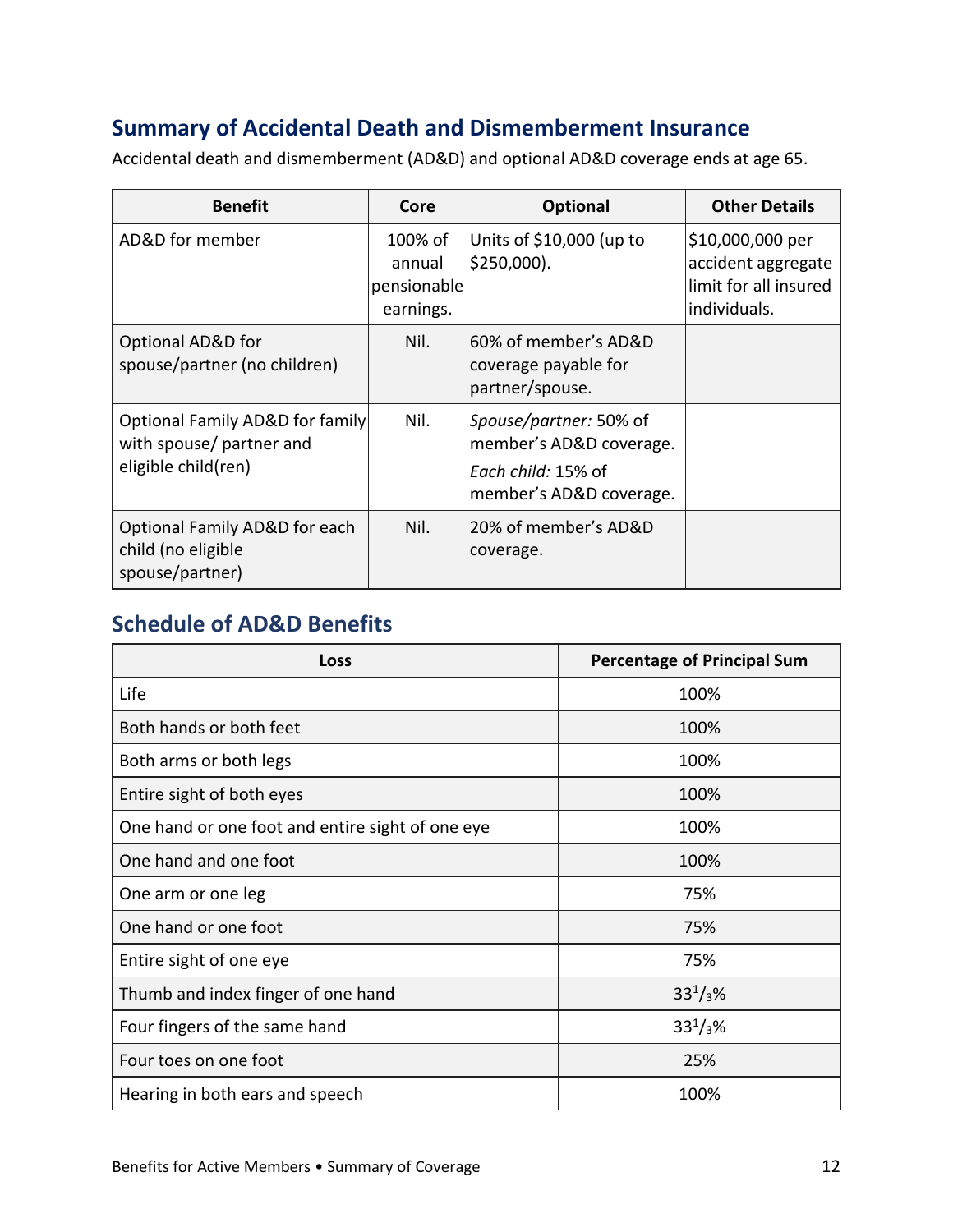## Summary of Accidental Death and Dismemberment Insurance

Accidental death and dismemberment (AD&D) and optional AD&D coverage ends at age 65.

| Benefit | Core | Optional | Other Details |
|---|---|---|---|
| AD&D for member | 100% of annual pensionable earnings. | Units of $10,000 (up to $250,000). | $10,000,000 per accident aggregate limit for all insured individuals. |
| Optional AD&D for spouse/partner (no children) | Nil. | 60% of member's AD&D coverage payable for partner/spouse. | |
| Optional Family AD&D for family with spouse/ partner and eligible child(ren) | Nil. | *Spouse/partner:* 50% of member's AD&D coverage.<br>*Each child:* 15% of member's AD&D coverage. | |
| Optional Family AD&D for each child (no eligible spouse/partner) | Nil. | 20% of member's AD&D coverage. | |

## Schedule of AD&D Benefits

| Loss | Percentage of Principal Sum |
|---|---|
| Life | 100% |
| Both hands or both feet | 100% |
| Both arms or both legs | 100% |
| Entire sight of both eyes | 100% |
| One hand or one foot and entire sight of one eye | 100% |
| One hand and one foot | 100% |
| One arm or one leg | 75% |
| One hand or one foot | 75% |
| Entire sight of one eye | 75% |
| Thumb and index finger of one hand | $33^1/_3$% |
| Four fingers of the same hand | $33^1/_3$% |
| Four toes on one foot | 25% |
| Hearing in both ears and speech | 100% |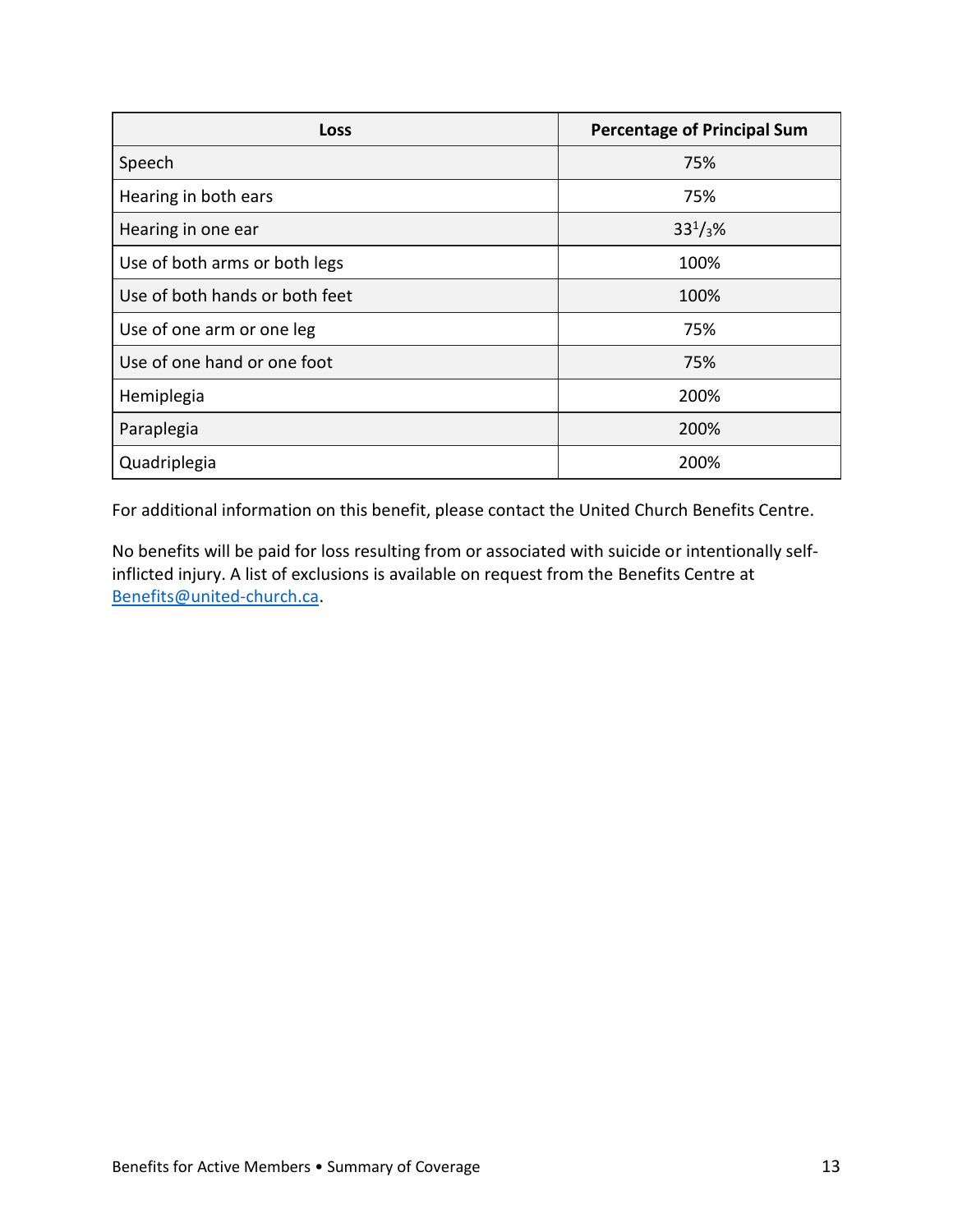| Loss | Percentage of Principal Sum |
| --- | --- |
| Speech | 75% |
| Hearing in both ears | 75% |
| Hearing in one ear | $33^{1}/_{3}$% |
| Use of both arms or both legs | 100% |
| Use of both hands or both feet | 100% |
| Use of one arm or one leg | 75% |
| Use of one hand or one foot | 75% |
| Hemiplegia | 200% |
| Paraplegia | 200% |
| Quadriplegia | 200% |

For additional information on this benefit, please contact the United Church Benefits Centre.

No benefits will be paid for loss resulting from or associated with suicide or intentionally self-inflicted injury. A list of exclusions is available on request from the Benefits Centre at Benefits@united-church.ca.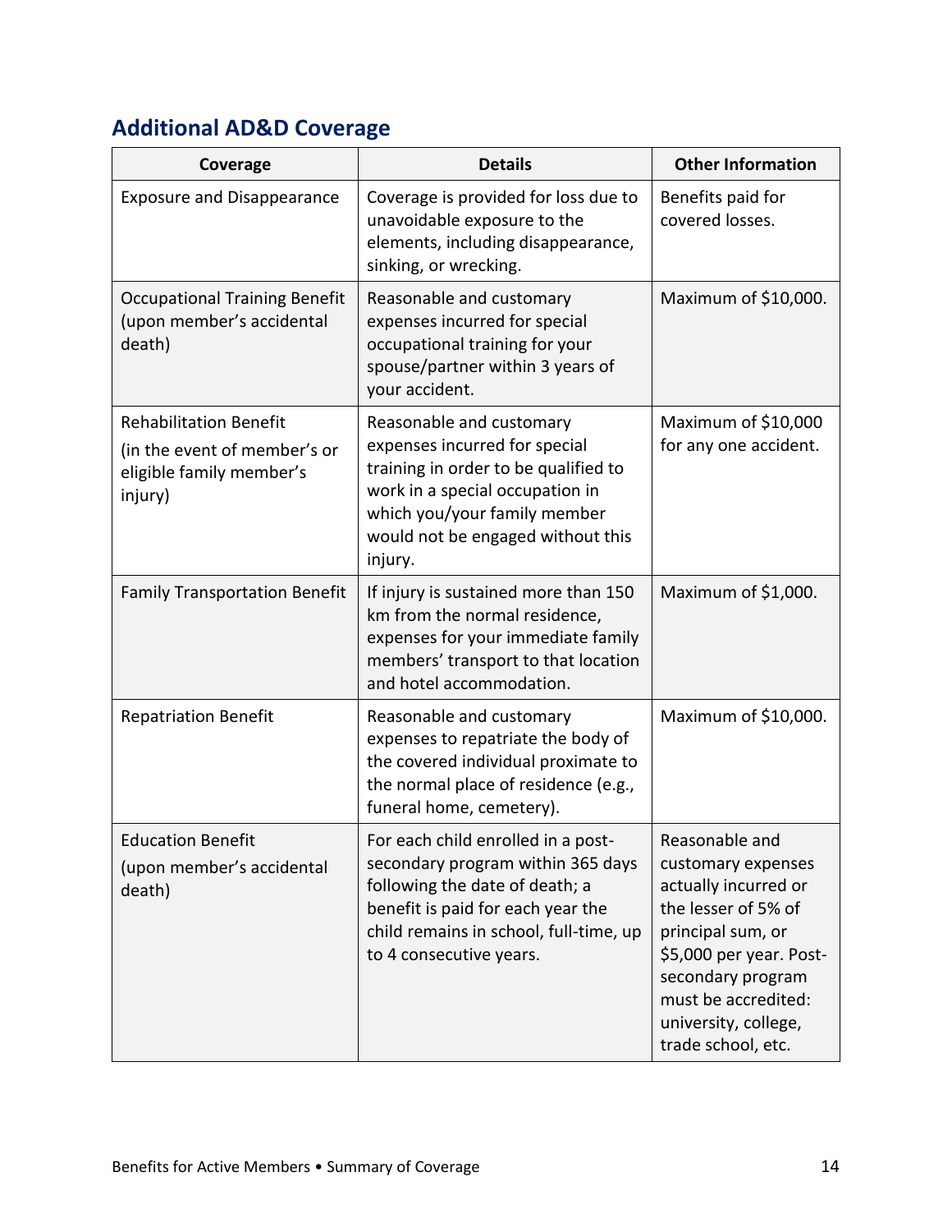## Additional AD&D Coverage

| Coverage | Details | Other Information |
|---|---|---|
| Exposure and Disappearance | Coverage is provided for loss due to unavoidable exposure to the elements, including disappearance, sinking, or wrecking. | Benefits paid for covered losses. |
| Occupational Training Benefit (upon member's accidental death) | Reasonable and customary expenses incurred for special occupational training for your spouse/partner within 3 years of your accident. | Maximum of $10,000. |
| Rehabilitation Benefit (in the event of member's or eligible family member's injury) | Reasonable and customary expenses incurred for special training in order to be qualified to work in a special occupation in which you/your family member would not be engaged without this injury. | Maximum of $10,000 for any one accident. |
| Family Transportation Benefit | If injury is sustained more than 150 km from the normal residence, expenses for your immediate family members' transport to that location and hotel accommodation. | Maximum of $1,000. |
| Repatriation Benefit | Reasonable and customary expenses to repatriate the body of the covered individual proximate to the normal place of residence (e.g., funeral home, cemetery). | Maximum of $10,000. |
| Education Benefit (upon member's accidental death) | For each child enrolled in a post-secondary program within 365 days following the date of death; a benefit is paid for each year the child remains in school, full-time, up to 4 consecutive years. | Reasonable and customary expenses actually incurred or the lesser of 5% of principal sum, or $5,000 per year. Post-secondary program must be accredited: university, college, trade school, etc. |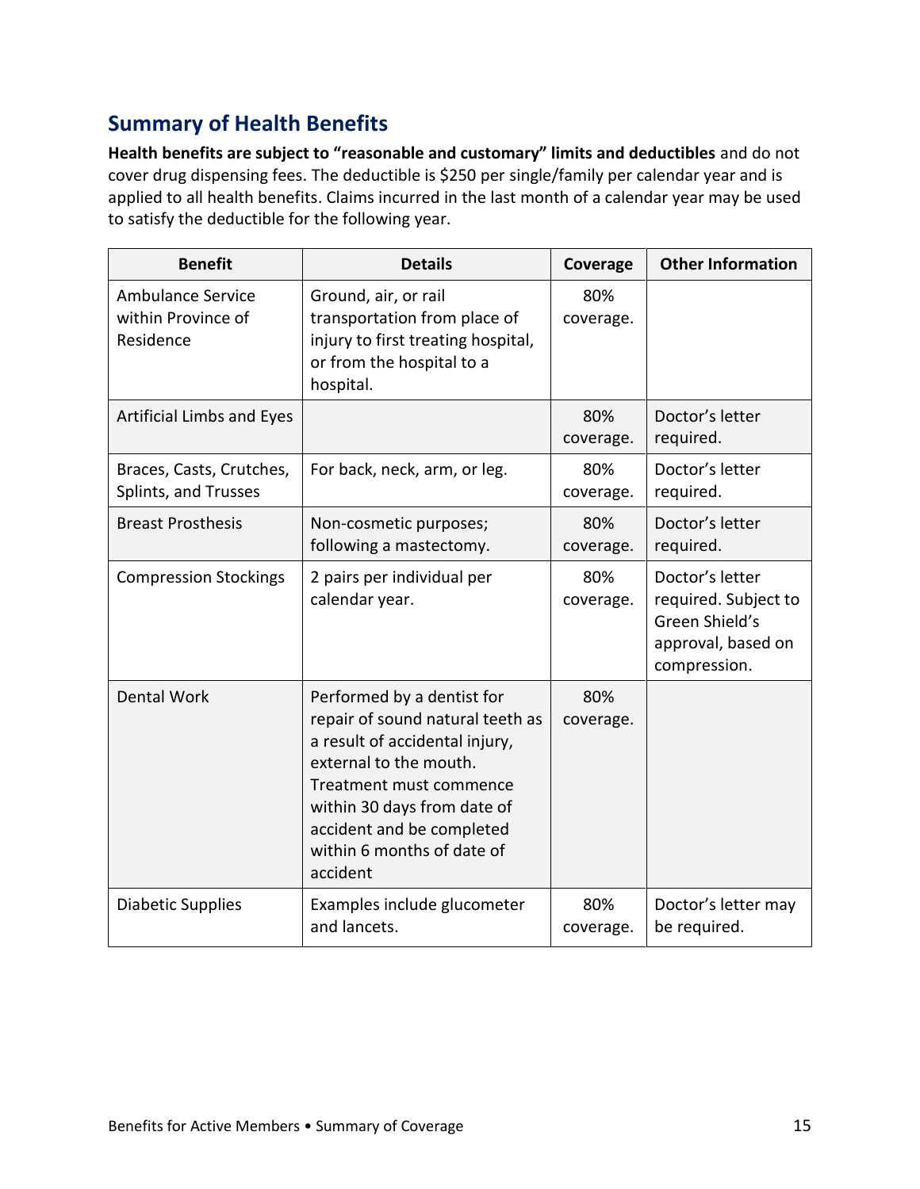## Summary of Health Benefits

**Health benefits are subject to "reasonable and customary" limits and deductibles** and do not cover drug dispensing fees. The deductible is $250 per single/family per calendar year and is applied to all health benefits. Claims incurred in the last month of a calendar year may be used to satisfy the deductible for the following year.

| Benefit | Details | Coverage | Other Information |
|---|---|---|---|
| Ambulance Service within Province of Residence | Ground, air, or rail transportation from place of injury to first treating hospital, or from the hospital to a hospital. | 80% coverage. | |
| Artificial Limbs and Eyes | | 80% coverage. | Doctor's letter required. |
| Braces, Casts, Crutches, Splints, and Trusses | For back, neck, arm, or leg. | 80% coverage. | Doctor's letter required. |
| Breast Prosthesis | Non-cosmetic purposes; following a mastectomy. | 80% coverage. | Doctor's letter required. |
| Compression Stockings | 2 pairs per individual per calendar year. | 80% coverage. | Doctor's letter required. Subject to Green Shield's approval, based on compression. |
| Dental Work | Performed by a dentist for repair of sound natural teeth as a result of accidental injury, external to the mouth. Treatment must commence within 30 days from date of accident and be completed within 6 months of date of accident | 80% coverage. | |
| Diabetic Supplies | Examples include glucometer and lancets. | 80% coverage. | Doctor's letter may be required. |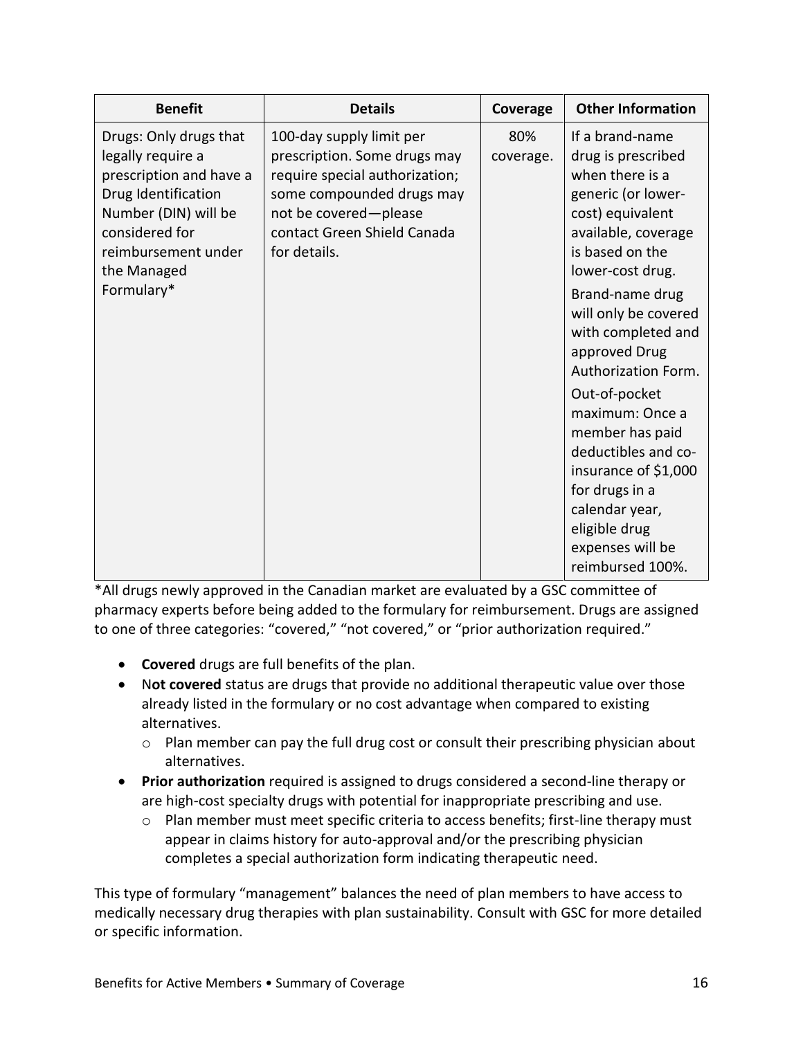| Benefit | Details | Coverage | Other Information |
|---|---|---|---|
| Drugs: Only drugs that legally require a prescription and have a Drug Identification Number (DIN) will be considered for reimbursement under the Managed Formulary* | 100-day supply limit per prescription. Some drugs may require special authorization; some compounded drugs may not be covered—please contact Green Shield Canada for details. | 80% coverage. | If a brand-name drug is prescribed when there is a generic (or lower-cost) equivalent available, coverage is based on the lower-cost drug.<br><br>Brand-name drug will only be covered with completed and approved Drug Authorization Form.<br><br>Out-of-pocket maximum: Once a member has paid deductibles and co-insurance of $1,000 for drugs in a calendar year, eligible drug expenses will be reimbursed 100%. |

*All drugs newly approved in the Canadian market are evaluated by a GSC committee of pharmacy experts before being added to the formulary for reimbursement. Drugs are assigned to one of three categories: "covered," "not covered," or "prior authorization required."

- **Covered** drugs are full benefits of the plan.
- N**ot covered** status are drugs that provide no additional therapeutic value over those already listed in the formulary or no cost advantage when compared to existing alternatives.
  - Plan member can pay the full drug cost or consult their prescribing physician about alternatives.
- **Prior authorization** required is assigned to drugs considered a second-line therapy or are high-cost specialty drugs with potential for inappropriate prescribing and use.
  - Plan member must meet specific criteria to access benefits; first-line therapy must appear in claims history for auto-approval and/or the prescribing physician completes a special authorization form indicating therapeutic need.

This type of formulary "management" balances the need of plan members to have access to medically necessary drug therapies with plan sustainability. Consult with GSC for more detailed or specific information.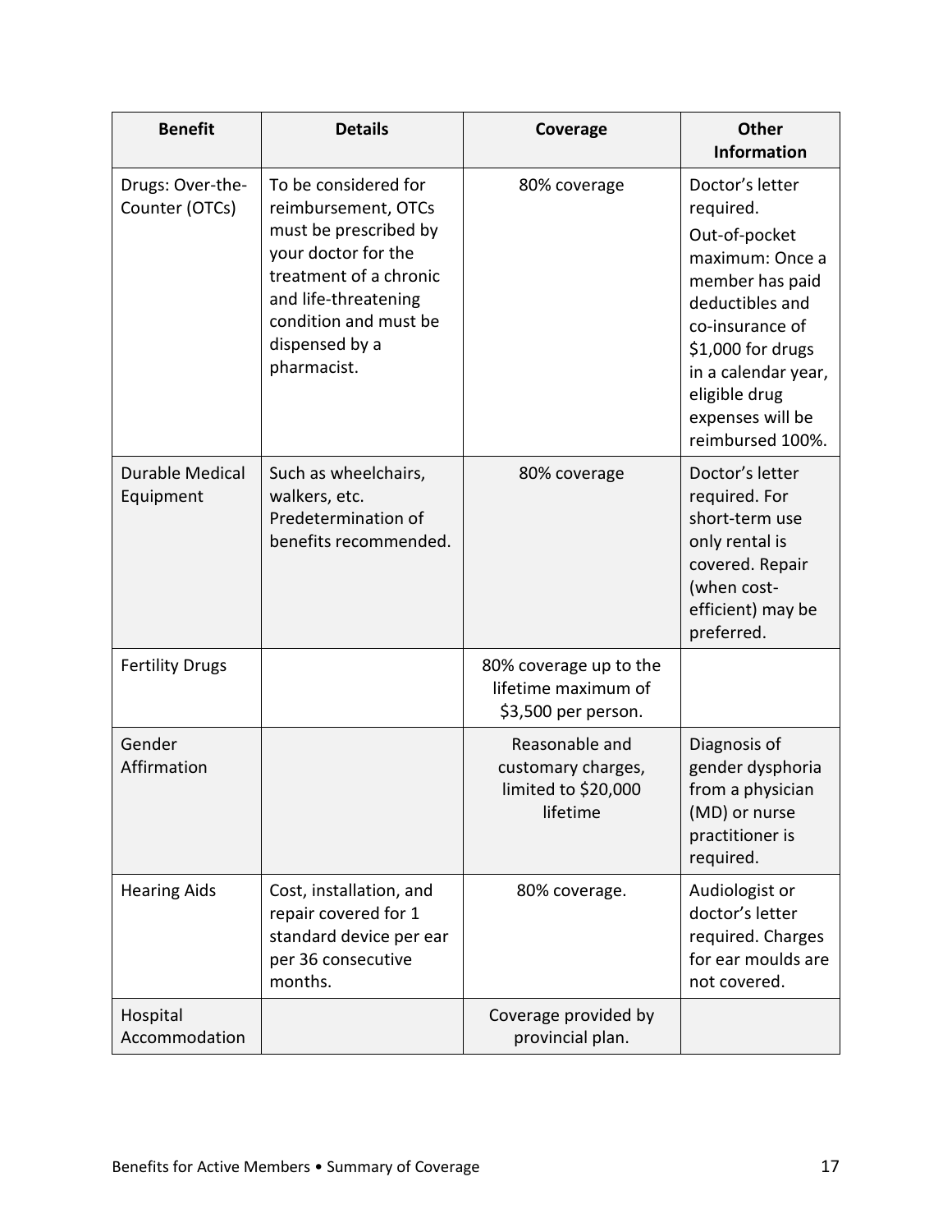| Benefit | Details | Coverage | Other Information |
| --- | --- | --- | --- |
| Drugs: Over-the-Counter (OTCs) | To be considered for reimbursement, OTCs must be prescribed by your doctor for the treatment of a chronic and life-threatening condition and must be dispensed by a pharmacist. | 80% coverage | Doctor's letter required.<br>Out-of-pocket maximum: Once a member has paid deductibles and co-insurance of $1,000 for drugs in a calendar year, eligible drug expenses will be reimbursed 100%. |
| Durable Medical Equipment | Such as wheelchairs, walkers, etc. Predetermination of benefits recommended. | 80% coverage | Doctor's letter required. For short-term use only rental is covered. Repair (when cost-efficient) may be preferred. |
| Fertility Drugs | | 80% coverage up to the lifetime maximum of $3,500 per person. | |
| Gender Affirmation | | Reasonable and customary charges, limited to $20,000 lifetime | Diagnosis of gender dysphoria from a physician (MD) or nurse practitioner is required. |
| Hearing Aids | Cost, installation, and repair covered for 1 standard device per ear per 36 consecutive months. | 80% coverage. | Audiologist or doctor's letter required. Charges for ear moulds are not covered. |
| Hospital Accommodation | | Coverage provided by provincial plan. | |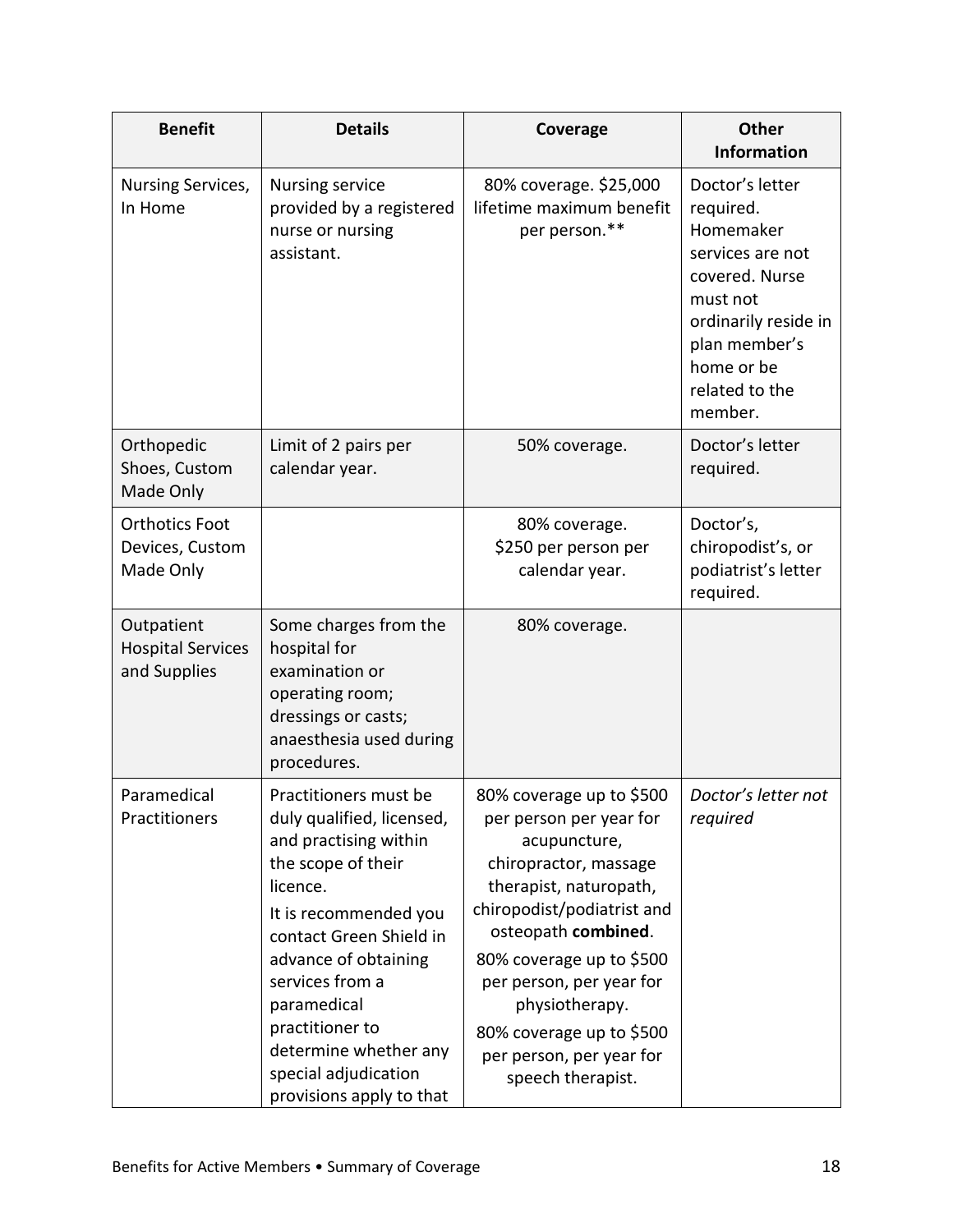| Benefit | Details | Coverage | Other Information |
| --- | --- | --- | --- |
| Nursing Services, In Home | Nursing service provided by a registered nurse or nursing assistant. | 80% coverage. $25,000 lifetime maximum benefit per person.** | Doctor's letter required. Homemaker services are not covered. Nurse must not ordinarily reside in plan member's home or be related to the member. |
| Orthopedic Shoes, Custom Made Only | Limit of 2 pairs per calendar year. | 50% coverage. | Doctor's letter required. |
| Orthotics Foot Devices, Custom Made Only | | 80% coverage. $250 per person per calendar year. | Doctor's, chiropodist's, or podiatrist's letter required. |
| Outpatient Hospital Services and Supplies | Some charges from the hospital for examination or operating room; dressings or casts; anaesthesia used during procedures. | 80% coverage. | |
| Paramedical Practitioners | Practitioners must be duly qualified, licensed, and practising within the scope of their licence.<br><br>It is recommended you contact Green Shield in advance of obtaining services from a paramedical practitioner to determine whether any special adjudication provisions apply to that | 80% coverage up to $500 per person per year for acupuncture, chiropractor, massage therapist, naturopath, chiropodist/podiatrist and osteopath **combined**.<br><br>80% coverage up to $500 per person, per year for physiotherapy.<br><br>80% coverage up to $500 per person, per year for speech therapist. | *Doctor's letter not required* |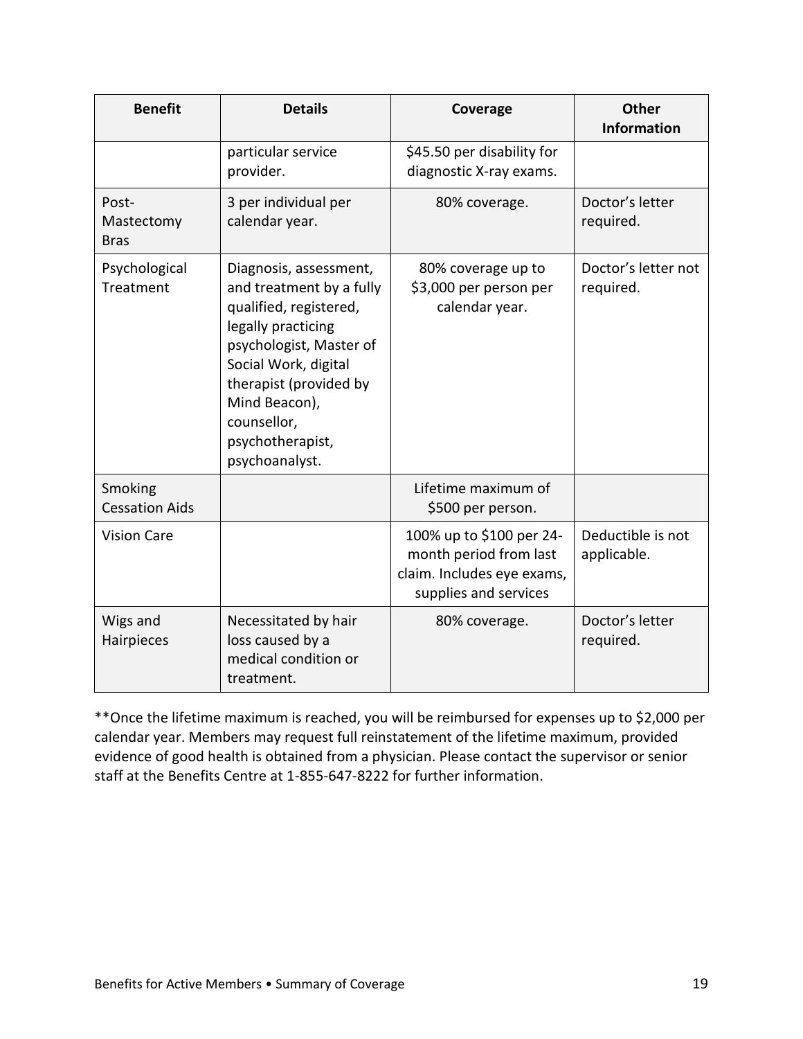| Benefit | Details | Coverage | Other Information |
| --- | --- | --- | --- |
| | particular service provider. | $45.50 per disability for diagnostic X-ray exams. | |
| Post-Mastectomy Bras | 3 per individual per calendar year. | 80% coverage. | Doctor's letter required. |
| Psychological Treatment | Diagnosis, assessment, and treatment by a fully qualified, registered, legally practicing psychologist, Master of Social Work, digital therapist (provided by Mind Beacon), counsellor, psychotherapist, psychoanalyst. | 80% coverage up to $3,000 per person per calendar year. | Doctor's letter not required. |
| Smoking Cessation Aids | | Lifetime maximum of $500 per person. | |
| Vision Care | | 100% up to $100 per 24-month period from last claim. Includes eye exams, supplies and services | Deductible is not applicable. |
| Wigs and Hairpieces | Necessitated by hair loss caused by a medical condition or treatment. | 80% coverage. | Doctor's letter required. |

**Once the lifetime maximum is reached, you will be reimbursed for expenses up to $2,000 per calendar year. Members may request full reinstatement of the lifetime maximum, provided evidence of good health is obtained from a physician. Please contact the supervisor or senior staff at the Benefits Centre at 1-855-647-8222 for further information.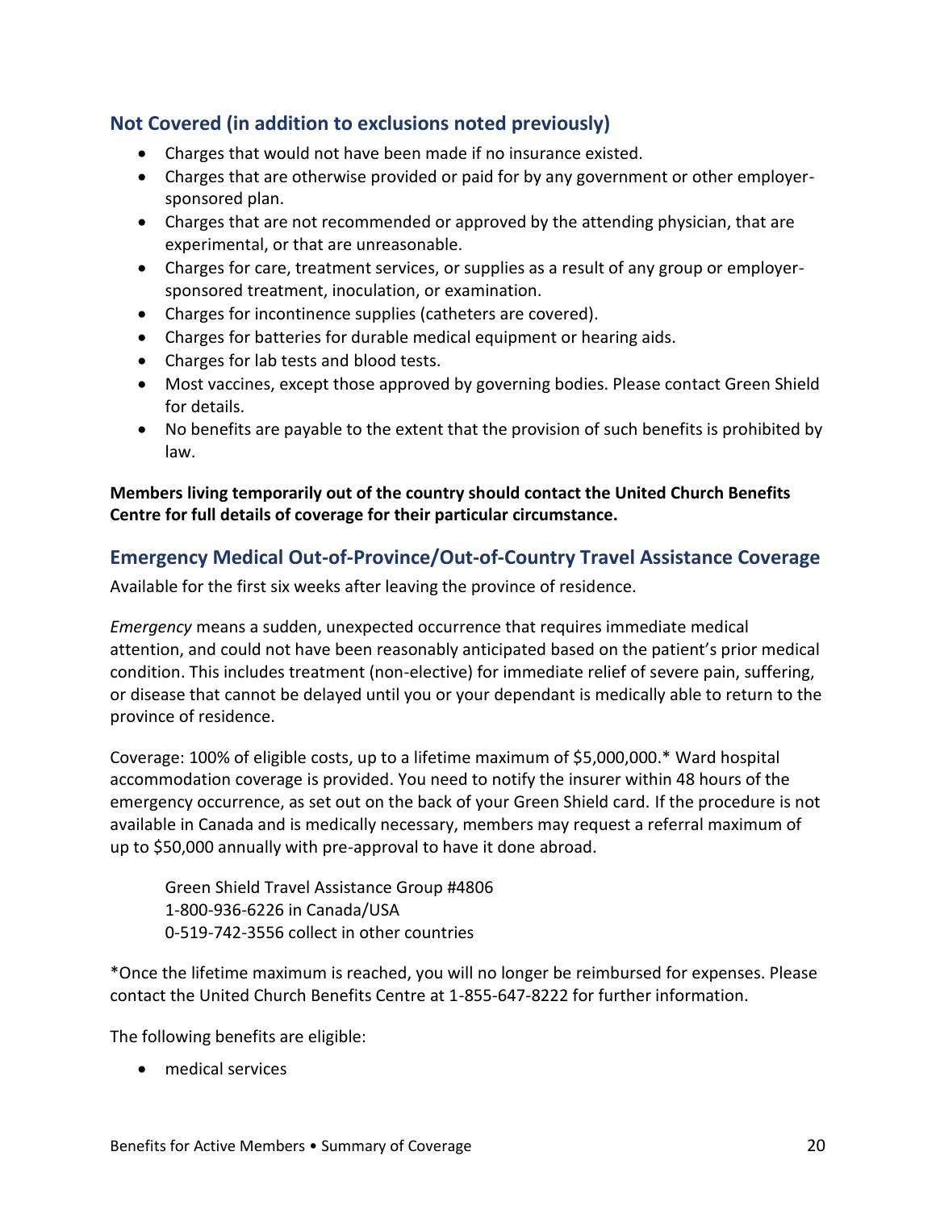## Not Covered (in addition to exclusions noted previously)

- Charges that would not have been made if no insurance existed.
- Charges that are otherwise provided or paid for by any government or other employer-sponsored plan.
- Charges that are not recommended or approved by the attending physician, that are experimental, or that are unreasonable.
- Charges for care, treatment services, or supplies as a result of any group or employer-sponsored treatment, inoculation, or examination.
- Charges for incontinence supplies (catheters are covered).
- Charges for batteries for durable medical equipment or hearing aids.
- Charges for lab tests and blood tests.
- Most vaccines, except those approved by governing bodies. Please contact Green Shield for details.
- No benefits are payable to the extent that the provision of such benefits is prohibited by law.

**Members living temporarily out of the country should contact the United Church Benefits Centre for full details of coverage for their particular circumstance.**

## Emergency Medical Out-of-Province/Out-of-Country Travel Assistance Coverage

Available for the first six weeks after leaving the province of residence.

*Emergency* means a sudden, unexpected occurrence that requires immediate medical attention, and could not have been reasonably anticipated based on the patient's prior medical condition. This includes treatment (non-elective) for immediate relief of severe pain, suffering, or disease that cannot be delayed until you or your dependant is medically able to return to the province of residence.

Coverage: 100% of eligible costs, up to a lifetime maximum of $5,000,000.* Ward hospital accommodation coverage is provided. You need to notify the insurer within 48 hours of the emergency occurrence, as set out on the back of your Green Shield card. If the procedure is not available in Canada and is medically necessary, members may request a referral maximum of up to $50,000 annually with pre-approval to have it done abroad.

> Green Shield Travel Assistance Group #4806
> 1-800-936-6226 in Canada/USA
> 0-519-742-3556 collect in other countries

*Once the lifetime maximum is reached, you will no longer be reimbursed for expenses. Please contact the United Church Benefits Centre at 1-855-647-8222 for further information.

The following benefits are eligible:

- medical services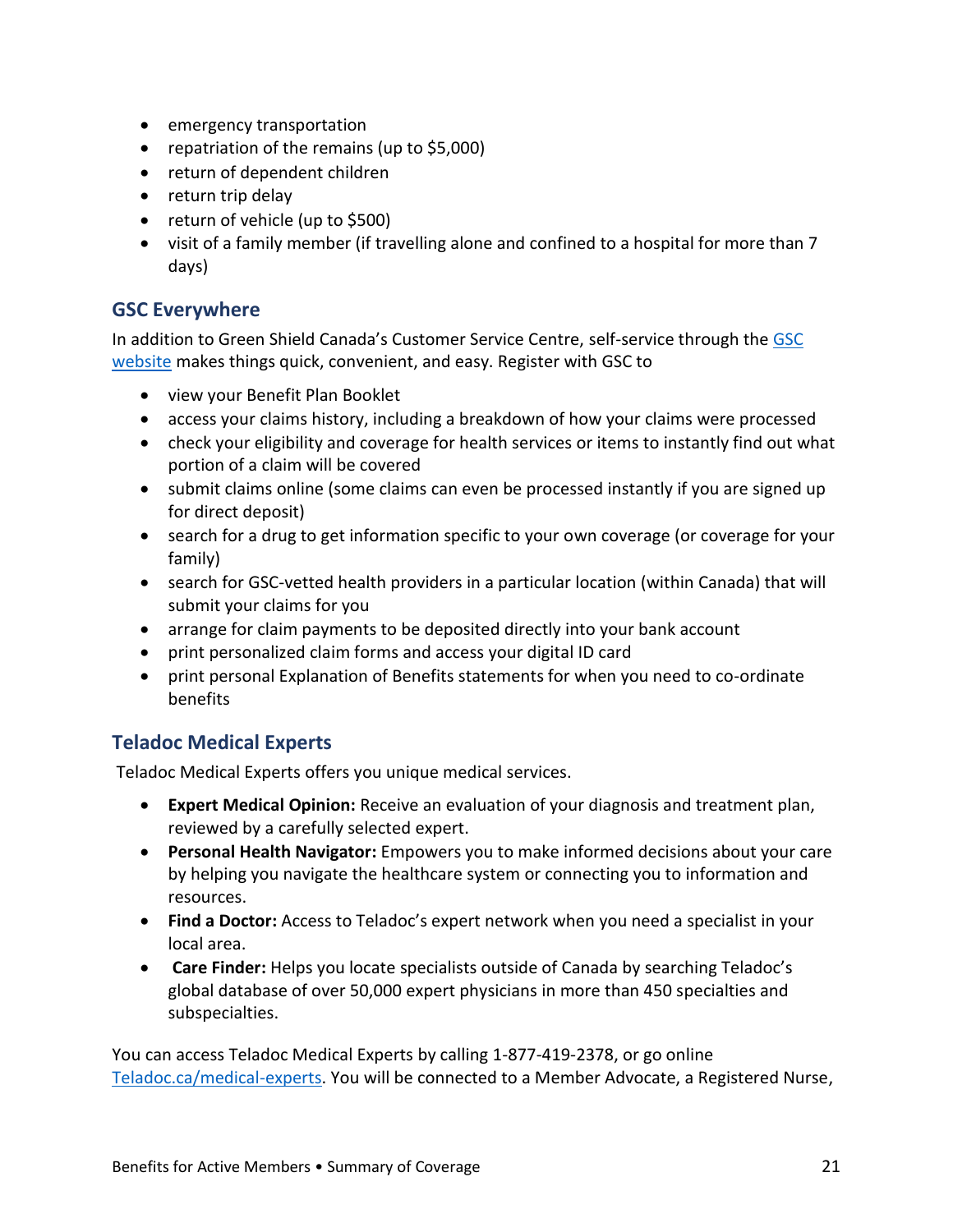- emergency transportation
- repatriation of the remains (up to $5,000)
- return of dependent children
- return trip delay
- return of vehicle (up to $500)
- visit of a family member (if travelling alone and confined to a hospital for more than 7 days)

## GSC Everywhere

In addition to Green Shield Canada's Customer Service Centre, self-service through the [GSC website](GSC website) makes things quick, convenient, and easy. Register with GSC to

- view your Benefit Plan Booklet
- access your claims history, including a breakdown of how your claims were processed
- check your eligibility and coverage for health services or items to instantly find out what portion of a claim will be covered
- submit claims online (some claims can even be processed instantly if you are signed up for direct deposit)
- search for a drug to get information specific to your own coverage (or coverage for your family)
- search for GSC-vetted health providers in a particular location (within Canada) that will submit your claims for you
- arrange for claim payments to be deposited directly into your bank account
- print personalized claim forms and access your digital ID card
- print personal Explanation of Benefits statements for when you need to co-ordinate benefits

## Teladoc Medical Experts

Teladoc Medical Experts offers you unique medical services.

- **Expert Medical Opinion:** Receive an evaluation of your diagnosis and treatment plan, reviewed by a carefully selected expert.
- **Personal Health Navigator:** Empowers you to make informed decisions about your care by helping you navigate the healthcare system or connecting you to information and resources.
- **Find a Doctor:** Access to Teladoc's expert network when you need a specialist in your local area.
- **Care Finder:** Helps you locate specialists outside of Canada by searching Teladoc's global database of over 50,000 expert physicians in more than 450 specialties and subspecialties.

You can access Teladoc Medical Experts by calling 1-877-419-2378, or go online [Teladoc.ca/medical-experts](Teladoc.ca/medical-experts). You will be connected to a Member Advocate, a Registered Nurse,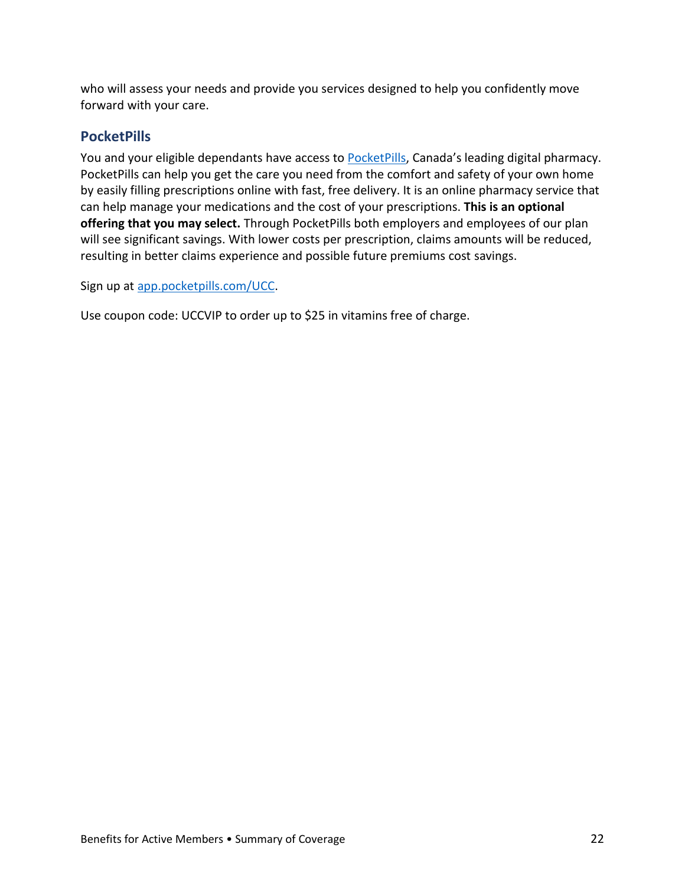who will assess your needs and provide you services designed to help you confidently move forward with your care.

## PocketPills

You and your eligible dependants have access to PocketPills, Canada's leading digital pharmacy. PocketPills can help you get the care you need from the comfort and safety of your own home by easily filling prescriptions online with fast, free delivery. It is an online pharmacy service that can help manage your medications and the cost of your prescriptions. **This is an optional offering that you may select.** Through PocketPills both employers and employees of our plan will see significant savings. With lower costs per prescription, claims amounts will be reduced, resulting in better claims experience and possible future premiums cost savings.

Sign up at app.pocketpills.com/UCC.

Use coupon code: UCCVIP to order up to $25 in vitamins free of charge.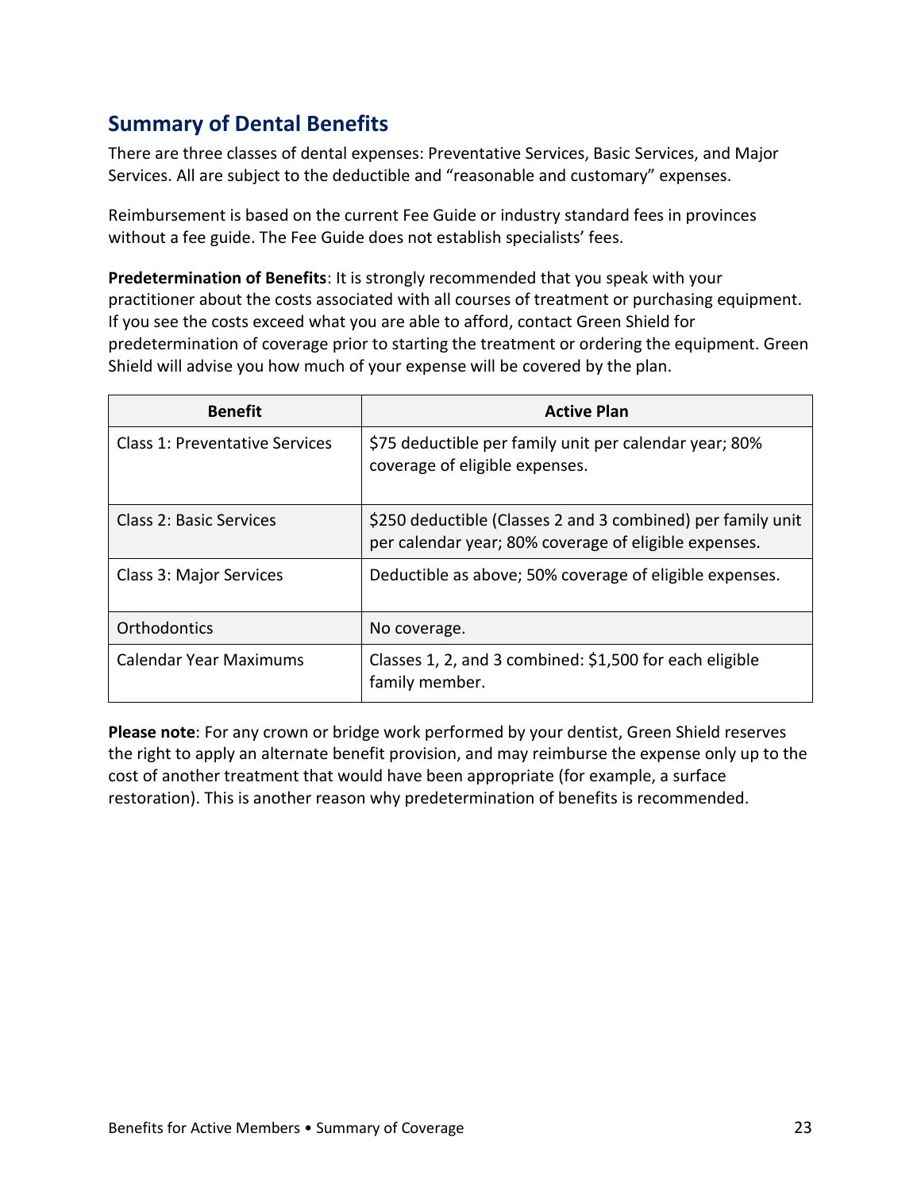## Summary of Dental Benefits

There are three classes of dental expenses: Preventative Services, Basic Services, and Major Services. All are subject to the deductible and "reasonable and customary" expenses.

Reimbursement is based on the current Fee Guide or industry standard fees in provinces without a fee guide. The Fee Guide does not establish specialists' fees.

**Predetermination of Benefits**: It is strongly recommended that you speak with your practitioner about the costs associated with all courses of treatment or purchasing equipment. If you see the costs exceed what you are able to afford, contact Green Shield for predetermination of coverage prior to starting the treatment or ordering the equipment. Green Shield will advise you how much of your expense will be covered by the plan.

| Benefit | Active Plan |
|---|---|
| Class 1: Preventative Services | $75 deductible per family unit per calendar year; 80% coverage of eligible expenses. |
| Class 2: Basic Services | $250 deductible (Classes 2 and 3 combined) per family unit per calendar year; 80% coverage of eligible expenses. |
| Class 3: Major Services | Deductible as above; 50% coverage of eligible expenses. |
| Orthodontics | No coverage. |
| Calendar Year Maximums | Classes 1, 2, and 3 combined: $1,500 for each eligible family member. |

**Please note**: For any crown or bridge work performed by your dentist, Green Shield reserves the right to apply an alternate benefit provision, and may reimburse the expense only up to the cost of another treatment that would have been appropriate (for example, a surface restoration). This is another reason why predetermination of benefits is recommended.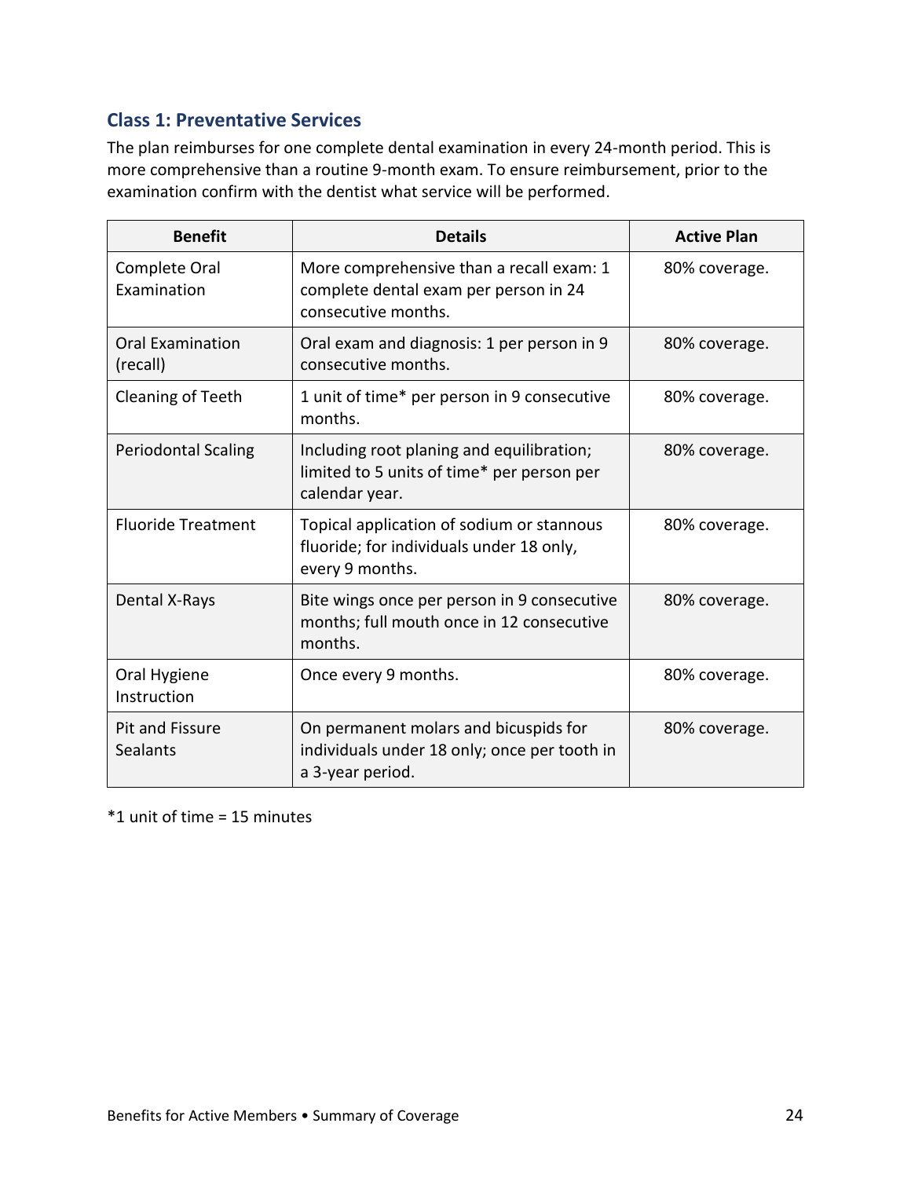### Class 1: Preventative Services

The plan reimburses for one complete dental examination in every 24-month period. This is more comprehensive than a routine 9-month exam. To ensure reimbursement, prior to the examination confirm with the dentist what service will be performed.

| Benefit | Details | Active Plan |
|---|---|---|
| Complete Oral Examination | More comprehensive than a recall exam: 1 complete dental exam per person in 24 consecutive months. | 80% coverage. |
| Oral Examination (recall) | Oral exam and diagnosis: 1 per person in 9 consecutive months. | 80% coverage. |
| Cleaning of Teeth | 1 unit of time* per person in 9 consecutive months. | 80% coverage. |
| Periodontal Scaling | Including root planing and equilibration; limited to 5 units of time* per person per calendar year. | 80% coverage. |
| Fluoride Treatment | Topical application of sodium or stannous fluoride; for individuals under 18 only, every 9 months. | 80% coverage. |
| Dental X-Rays | Bite wings once per person in 9 consecutive months; full mouth once in 12 consecutive months. | 80% coverage. |
| Oral Hygiene Instruction | Once every 9 months. | 80% coverage. |
| Pit and Fissure Sealants | On permanent molars and bicuspids for individuals under 18 only; once per tooth in a 3-year period. | 80% coverage. |

*1 unit of time = 15 minutes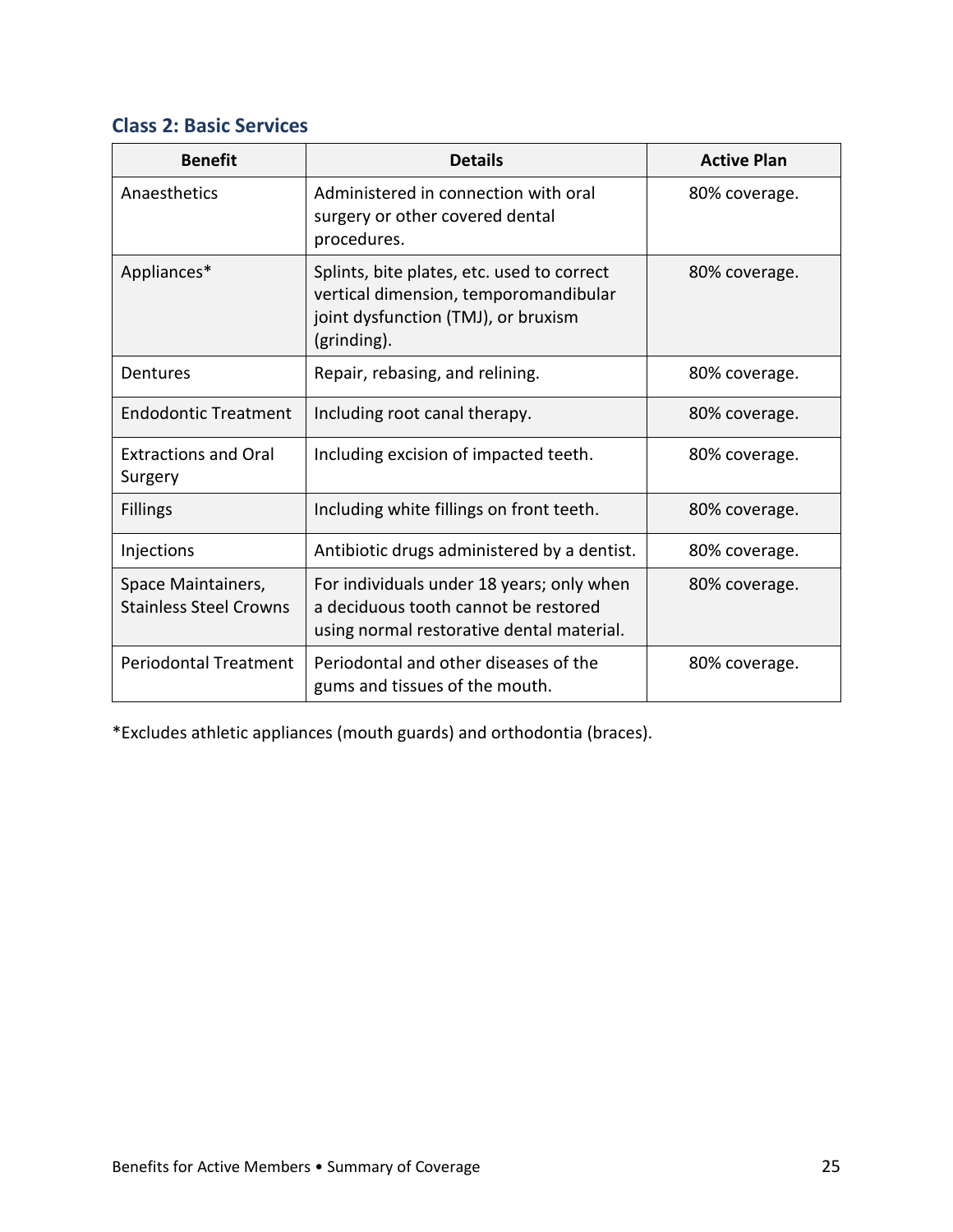### Class 2: Basic Services

| Benefit | Details | Active Plan |
|---|---|---|
| Anaesthetics | Administered in connection with oral surgery or other covered dental procedures. | 80% coverage. |
| Appliances* | Splints, bite plates, etc. used to correct vertical dimension, temporomandibular joint dysfunction (TMJ), or bruxism (grinding). | 80% coverage. |
| Dentures | Repair, rebasing, and relining. | 80% coverage. |
| Endodontic Treatment | Including root canal therapy. | 80% coverage. |
| Extractions and Oral Surgery | Including excision of impacted teeth. | 80% coverage. |
| Fillings | Including white fillings on front teeth. | 80% coverage. |
| Injections | Antibiotic drugs administered by a dentist. | 80% coverage. |
| Space Maintainers, Stainless Steel Crowns | For individuals under 18 years; only when a deciduous tooth cannot be restored using normal restorative dental material. | 80% coverage. |
| Periodontal Treatment | Periodontal and other diseases of the gums and tissues of the mouth. | 80% coverage. |

*Excludes athletic appliances (mouth guards) and orthodontia (braces).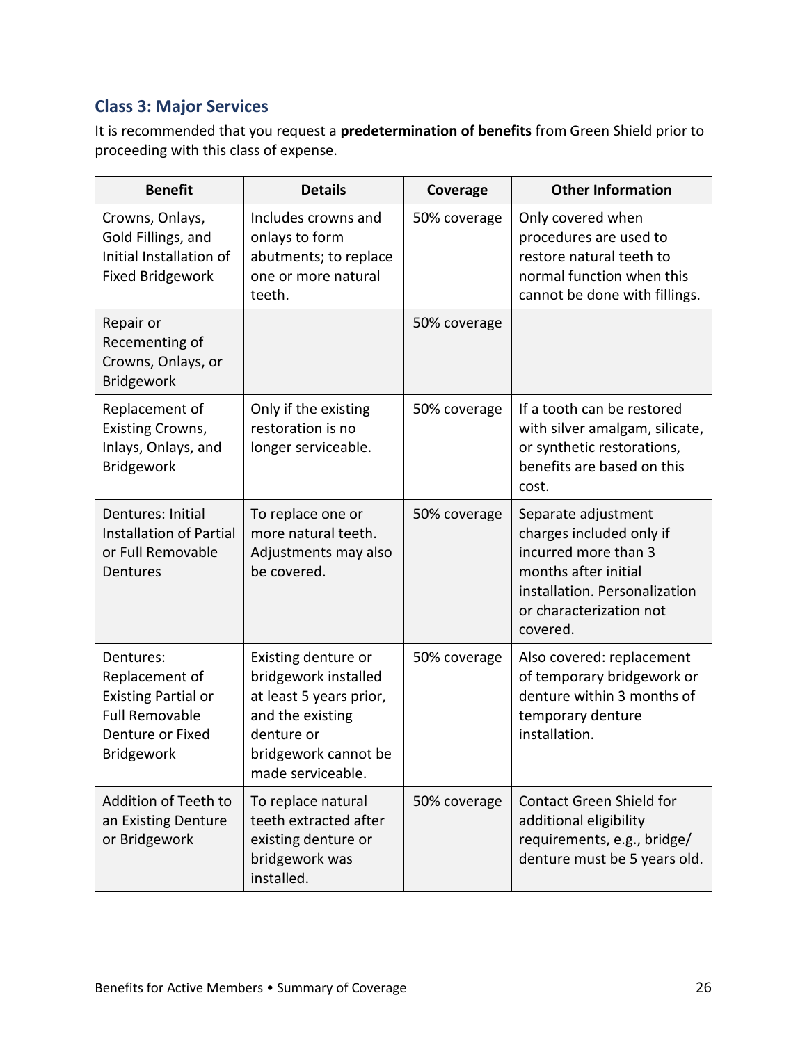### Class 3: Major Services

It is recommended that you request a **predetermination of benefits** from Green Shield prior to proceeding with this class of expense.

| Benefit | Details | Coverage | Other Information |
|---|---|---|---|
| Crowns, Onlays, Gold Fillings, and Initial Installation of Fixed Bridgework | Includes crowns and onlays to form abutments; to replace one or more natural teeth. | 50% coverage | Only covered when procedures are used to restore natural teeth to normal function when this cannot be done with fillings. |
| Repair or Recementing of Crowns, Onlays, or Bridgework | | 50% coverage | |
| Replacement of Existing Crowns, Inlays, Onlays, and Bridgework | Only if the existing restoration is no longer serviceable. | 50% coverage | If a tooth can be restored with silver amalgam, silicate, or synthetic restorations, benefits are based on this cost. |
| Dentures: Initial Installation of Partial or Full Removable Dentures | To replace one or more natural teeth. Adjustments may also be covered. | 50% coverage | Separate adjustment charges included only if incurred more than 3 months after initial installation. Personalization or characterization not covered. |
| Dentures: Replacement of Existing Partial or Full Removable Denture or Fixed Bridgework | Existing denture or bridgework installed at least 5 years prior, and the existing denture or bridgework cannot be made serviceable. | 50% coverage | Also covered: replacement of temporary bridgework or denture within 3 months of temporary denture installation. |
| Addition of Teeth to an Existing Denture or Bridgework | To replace natural teeth extracted after existing denture or bridgework was installed. | 50% coverage | Contact Green Shield for additional eligibility requirements, e.g., bridge/ denture must be 5 years old. |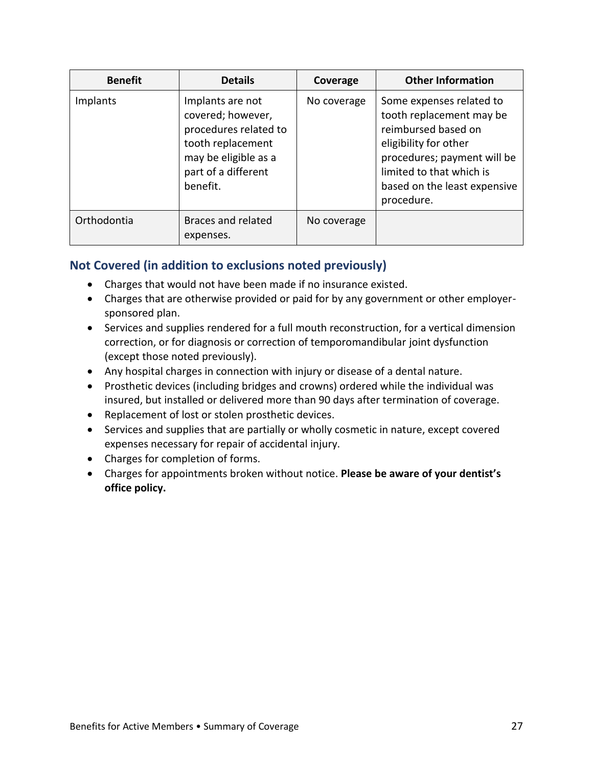| Benefit | Details | Coverage | Other Information |
|---|---|---|---|
| Implants | Implants are not covered; however, procedures related to tooth replacement may be eligible as a part of a different benefit. | No coverage | Some expenses related to tooth replacement may be reimbursed based on eligibility for other procedures; payment will be limited to that which is based on the least expensive procedure. |
| Orthodontia | Braces and related expenses. | No coverage | |

### Not Covered (in addition to exclusions noted previously)

- Charges that would not have been made if no insurance existed.
- Charges that are otherwise provided or paid for by any government or other employer-sponsored plan.
- Services and supplies rendered for a full mouth reconstruction, for a vertical dimension correction, or for diagnosis or correction of temporomandibular joint dysfunction (except those noted previously).
- Any hospital charges in connection with injury or disease of a dental nature.
- Prosthetic devices (including bridges and crowns) ordered while the individual was insured, but installed or delivered more than 90 days after termination of coverage.
- Replacement of lost or stolen prosthetic devices.
- Services and supplies that are partially or wholly cosmetic in nature, except covered expenses necessary for repair of accidental injury.
- Charges for completion of forms.
- Charges for appointments broken without notice. **Please be aware of your dentist's office policy.**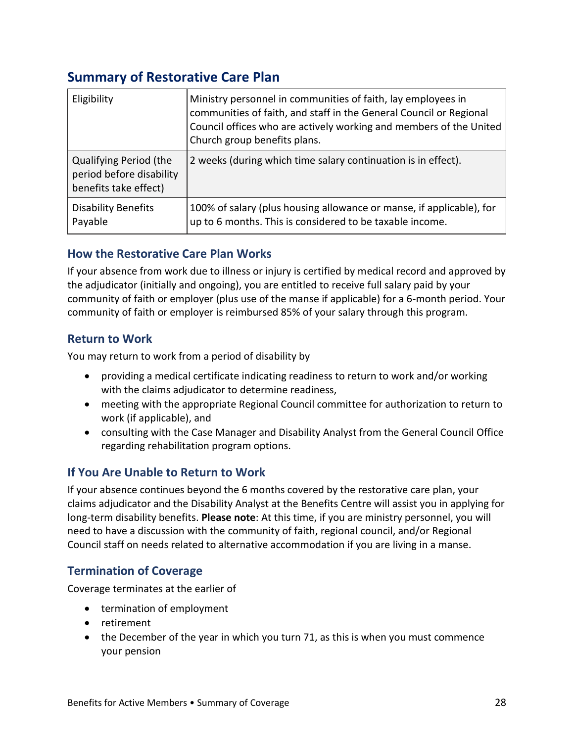## Summary of Restorative Care Plan

| | |
|---|---|
| Eligibility | Ministry personnel in communities of faith, lay employees in communities of faith, and staff in the General Council or Regional Council offices who are actively working and members of the United Church group benefits plans. |
| Qualifying Period (the period before disability benefits take effect) | 2 weeks (during which time salary continuation is in effect). |
| Disability Benefits Payable | 100% of salary (plus housing allowance or manse, if applicable), for up to 6 months. This is considered to be taxable income. |

### How the Restorative Care Plan Works

If your absence from work due to illness or injury is certified by medical record and approved by the adjudicator (initially and ongoing), you are entitled to receive full salary paid by your community of faith or employer (plus use of the manse if applicable) for a 6-month period. Your community of faith or employer is reimbursed 85% of your salary through this program.

### Return to Work

You may return to work from a period of disability by

- providing a medical certificate indicating readiness to return to work and/or working with the claims adjudicator to determine readiness,
- meeting with the appropriate Regional Council committee for authorization to return to work (if applicable), and
- consulting with the Case Manager and Disability Analyst from the General Council Office regarding rehabilitation program options.

### If You Are Unable to Return to Work

If your absence continues beyond the 6 months covered by the restorative care plan, your claims adjudicator and the Disability Analyst at the Benefits Centre will assist you in applying for long-term disability benefits. **Please note**: At this time, if you are ministry personnel, you will need to have a discussion with the community of faith, regional council, and/or Regional Council staff on needs related to alternative accommodation if you are living in a manse.

### Termination of Coverage

Coverage terminates at the earlier of

- termination of employment
- retirement
- the December of the year in which you turn 71, as this is when you must commence your pension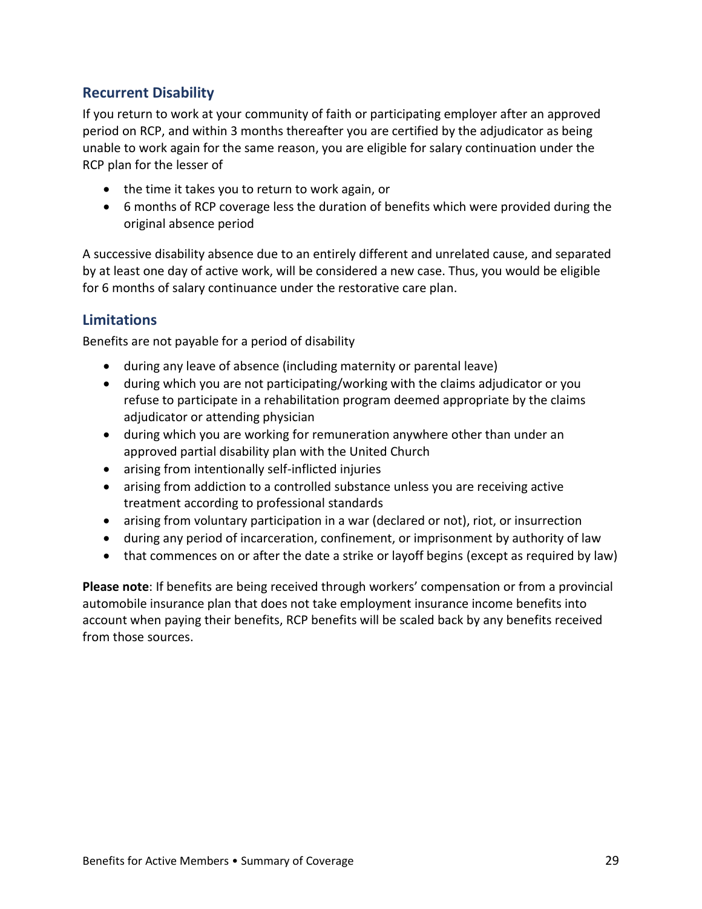## Recurrent Disability

If you return to work at your community of faith or participating employer after an approved period on RCP, and within 3 months thereafter you are certified by the adjudicator as being unable to work again for the same reason, you are eligible for salary continuation under the RCP plan for the lesser of

- the time it takes you to return to work again, or
- 6 months of RCP coverage less the duration of benefits which were provided during the original absence period

A successive disability absence due to an entirely different and unrelated cause, and separated by at least one day of active work, will be considered a new case. Thus, you would be eligible for 6 months of salary continuance under the restorative care plan.

## Limitations

Benefits are not payable for a period of disability

- during any leave of absence (including maternity or parental leave)
- during which you are not participating/working with the claims adjudicator or you refuse to participate in a rehabilitation program deemed appropriate by the claims adjudicator or attending physician
- during which you are working for remuneration anywhere other than under an approved partial disability plan with the United Church
- arising from intentionally self-inflicted injuries
- arising from addiction to a controlled substance unless you are receiving active treatment according to professional standards
- arising from voluntary participation in a war (declared or not), riot, or insurrection
- during any period of incarceration, confinement, or imprisonment by authority of law
- that commences on or after the date a strike or layoff begins (except as required by law)

**Please note**: If benefits are being received through workers' compensation or from a provincial automobile insurance plan that does not take employment insurance income benefits into account when paying their benefits, RCP benefits will be scaled back by any benefits received from those sources.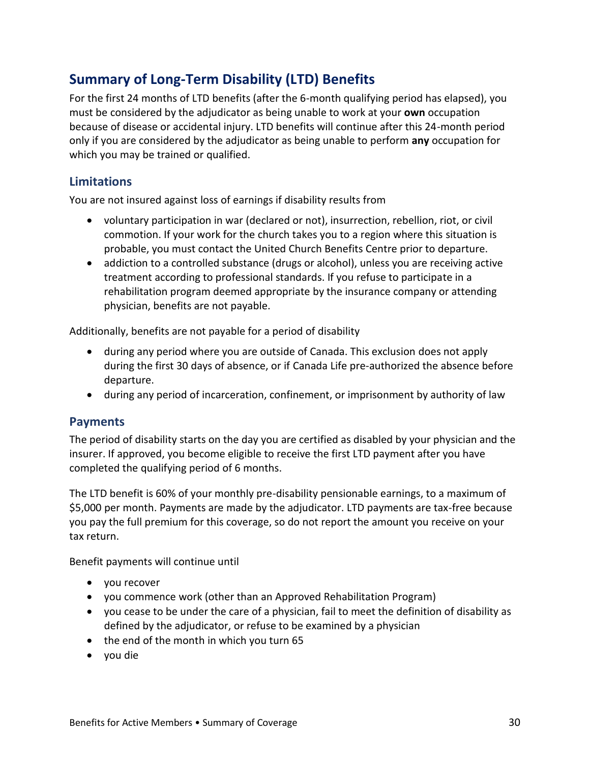## Summary of Long-Term Disability (LTD) Benefits

For the first 24 months of LTD benefits (after the 6-month qualifying period has elapsed), you must be considered by the adjudicator as being unable to work at your **own** occupation because of disease or accidental injury. LTD benefits will continue after this 24-month period only if you are considered by the adjudicator as being unable to perform **any** occupation for which you may be trained or qualified.

### Limitations

You are not insured against loss of earnings if disability results from

- voluntary participation in war (declared or not), insurrection, rebellion, riot, or civil commotion. If your work for the church takes you to a region where this situation is probable, you must contact the United Church Benefits Centre prior to departure.
- addiction to a controlled substance (drugs or alcohol), unless you are receiving active treatment according to professional standards. If you refuse to participate in a rehabilitation program deemed appropriate by the insurance company or attending physician, benefits are not payable.

Additionally, benefits are not payable for a period of disability

- during any period where you are outside of Canada. This exclusion does not apply during the first 30 days of absence, or if Canada Life pre-authorized the absence before departure.
- during any period of incarceration, confinement, or imprisonment by authority of law

### Payments

The period of disability starts on the day you are certified as disabled by your physician and the insurer. If approved, you become eligible to receive the first LTD payment after you have completed the qualifying period of 6 months.

The LTD benefit is 60% of your monthly pre-disability pensionable earnings, to a maximum of $5,000 per month. Payments are made by the adjudicator. LTD payments are tax-free because you pay the full premium for this coverage, so do not report the amount you receive on your tax return.

Benefit payments will continue until

- you recover
- you commence work (other than an Approved Rehabilitation Program)
- you cease to be under the care of a physician, fail to meet the definition of disability as defined by the adjudicator, or refuse to be examined by a physician
- the end of the month in which you turn 65
- you die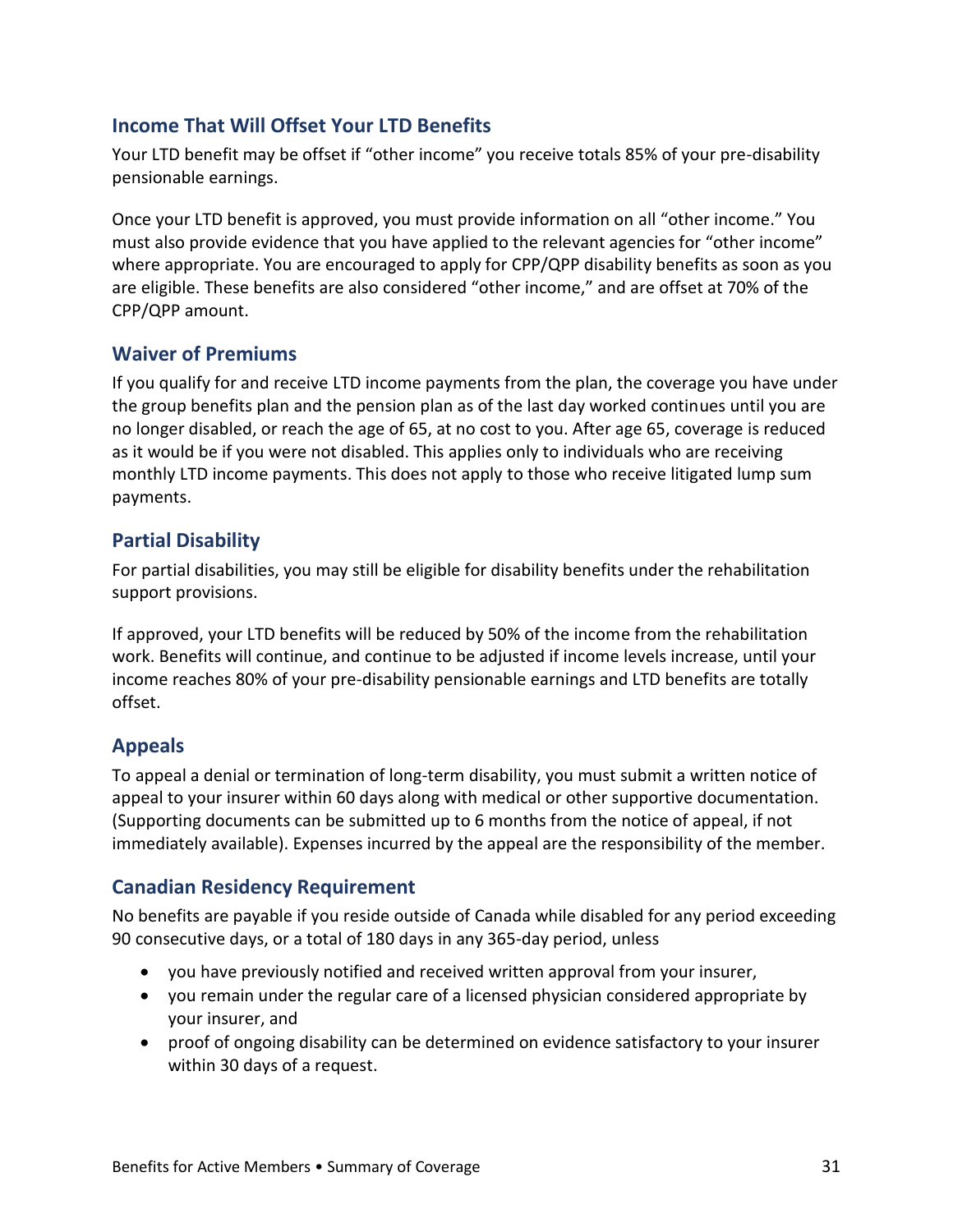## Income That Will Offset Your LTD Benefits

Your LTD benefit may be offset if “other income” you receive totals 85% of your pre-disability pensionable earnings.

Once your LTD benefit is approved, you must provide information on all “other income.” You must also provide evidence that you have applied to the relevant agencies for “other income” where appropriate. You are encouraged to apply for CPP/QPP disability benefits as soon as you are eligible. These benefits are also considered “other income,” and are offset at 70% of the CPP/QPP amount.

## Waiver of Premiums

If you qualify for and receive LTD income payments from the plan, the coverage you have under the group benefits plan and the pension plan as of the last day worked continues until you are no longer disabled, or reach the age of 65, at no cost to you. After age 65, coverage is reduced as it would be if you were not disabled. This applies only to individuals who are receiving monthly LTD income payments. This does not apply to those who receive litigated lump sum payments.

## Partial Disability

For partial disabilities, you may still be eligible for disability benefits under the rehabilitation support provisions.

If approved, your LTD benefits will be reduced by 50% of the income from the rehabilitation work. Benefits will continue, and continue to be adjusted if income levels increase, until your income reaches 80% of your pre-disability pensionable earnings and LTD benefits are totally offset.

## Appeals

To appeal a denial or termination of long-term disability, you must submit a written notice of appeal to your insurer within 60 days along with medical or other supportive documentation. (Supporting documents can be submitted up to 6 months from the notice of appeal, if not immediately available). Expenses incurred by the appeal are the responsibility of the member.

## Canadian Residency Requirement

No benefits are payable if you reside outside of Canada while disabled for any period exceeding 90 consecutive days, or a total of 180 days in any 365-day period, unless

- you have previously notified and received written approval from your insurer,
- you remain under the regular care of a licensed physician considered appropriate by your insurer, and
- proof of ongoing disability can be determined on evidence satisfactory to your insurer within 30 days of a request.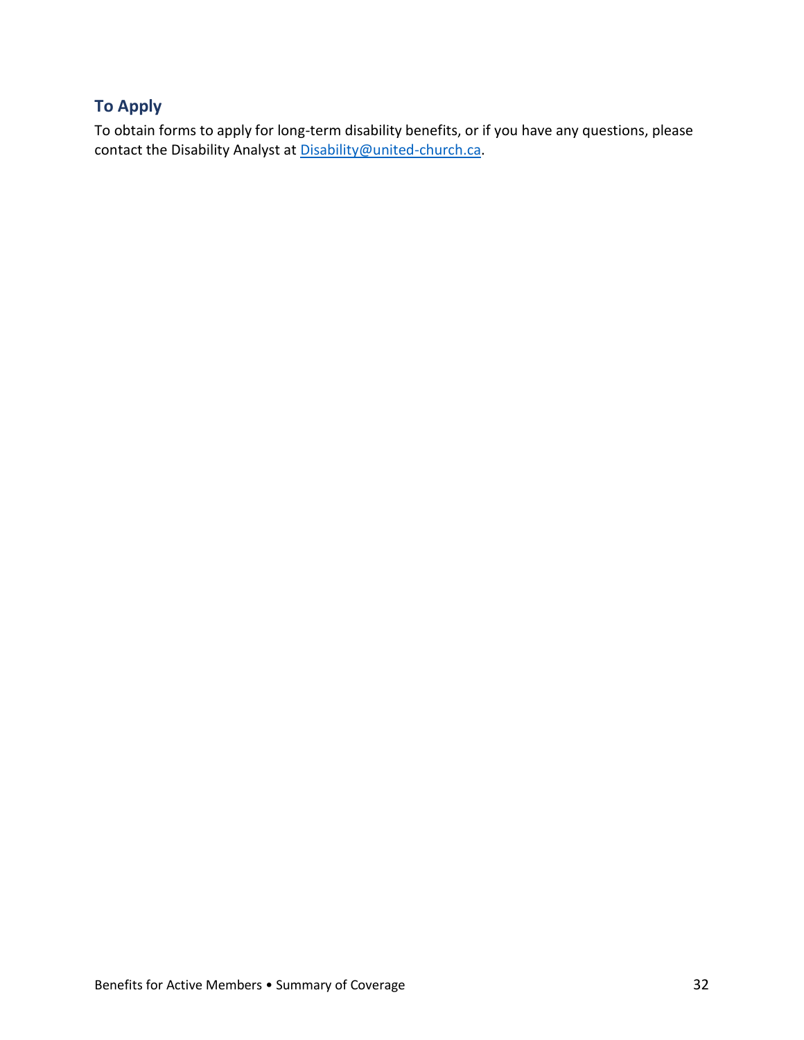## To Apply

To obtain forms to apply for long-term disability benefits, or if you have any questions, please contact the Disability Analyst at [Disability@united-church.ca](mailto:Disability@united-church.ca).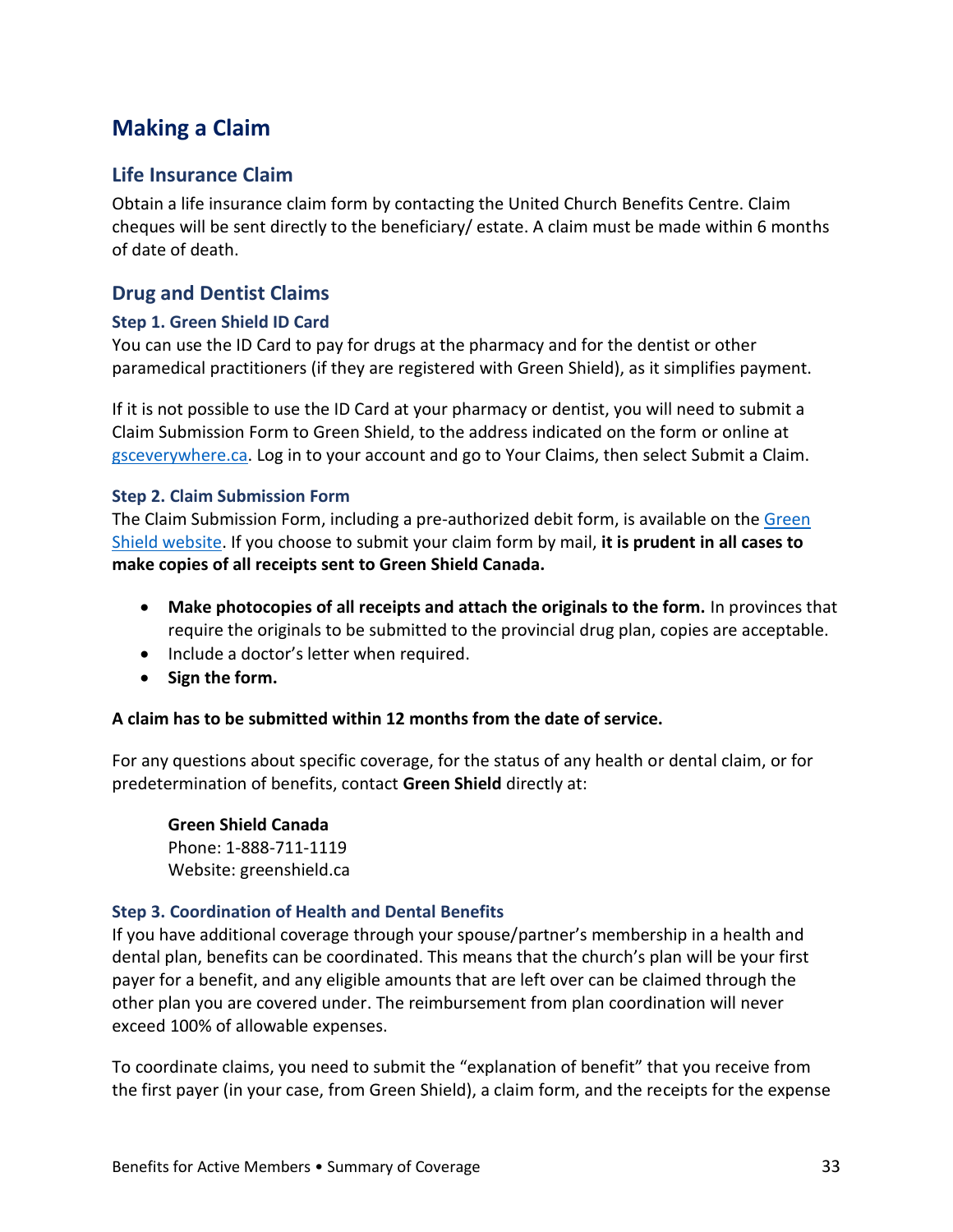# Making a Claim

## Life Insurance Claim

Obtain a life insurance claim form by contacting the United Church Benefits Centre. Claim cheques will be sent directly to the beneficiary/ estate. A claim must be made within 6 months of date of death.

## Drug and Dentist Claims

### Step 1. Green Shield ID Card

You can use the ID Card to pay for drugs at the pharmacy and for the dentist or other paramedical practitioners (if they are registered with Green Shield), as it simplifies payment.

If it is not possible to use the ID Card at your pharmacy or dentist, you will need to submit a Claim Submission Form to Green Shield, to the address indicated on the form or online at [gsceverywhere.ca](gsceverywhere.ca). Log in to your account and go to Your Claims, then select Submit a Claim.

### Step 2. Claim Submission Form

The Claim Submission Form, including a pre-authorized debit form, is available on the Green Shield website. If you choose to submit your claim form by mail, **it is prudent in all cases to make copies of all receipts sent to Green Shield Canada.**

- **Make photocopies of all receipts and attach the originals to the form.** In provinces that require the originals to be submitted to the provincial drug plan, copies are acceptable.
- Include a doctor's letter when required.
- **Sign the form.**

**A claim has to be submitted within 12 months from the date of service.**

For any questions about specific coverage, for the status of any health or dental claim, or for predetermination of benefits, contact **Green Shield** directly at:

> **Green Shield Canada**
> Phone: 1-888-711-1119
> Website: greenshield.ca

### Step 3. Coordination of Health and Dental Benefits

If you have additional coverage through your spouse/partner's membership in a health and dental plan, benefits can be coordinated. This means that the church's plan will be your first payer for a benefit, and any eligible amounts that are left over can be claimed through the other plan you are covered under. The reimbursement from plan coordination will never exceed 100% of allowable expenses.

To coordinate claims, you need to submit the "explanation of benefit" that you receive from the first payer (in your case, from Green Shield), a claim form, and the receipts for the expense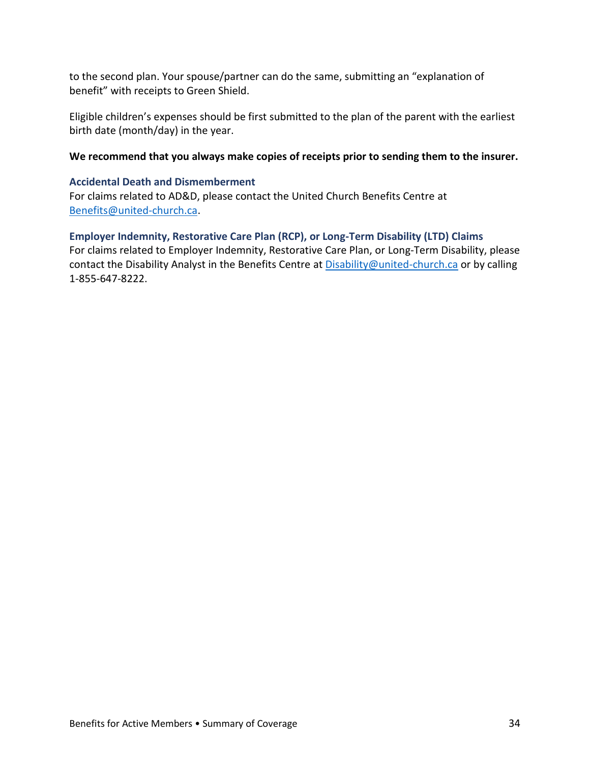to the second plan. Your spouse/partner can do the same, submitting an "explanation of benefit" with receipts to Green Shield.

Eligible children's expenses should be first submitted to the plan of the parent with the earliest birth date (month/day) in the year.

**We recommend that you always make copies of receipts prior to sending them to the insurer.**

### Accidental Death and Dismemberment

For claims related to AD&D, please contact the United Church Benefits Centre at Benefits@united-church.ca.

### Employer Indemnity, Restorative Care Plan (RCP), or Long-Term Disability (LTD) Claims

For claims related to Employer Indemnity, Restorative Care Plan, or Long-Term Disability, please contact the Disability Analyst in the Benefits Centre at Disability@united-church.ca or by calling 1-855-647-8222.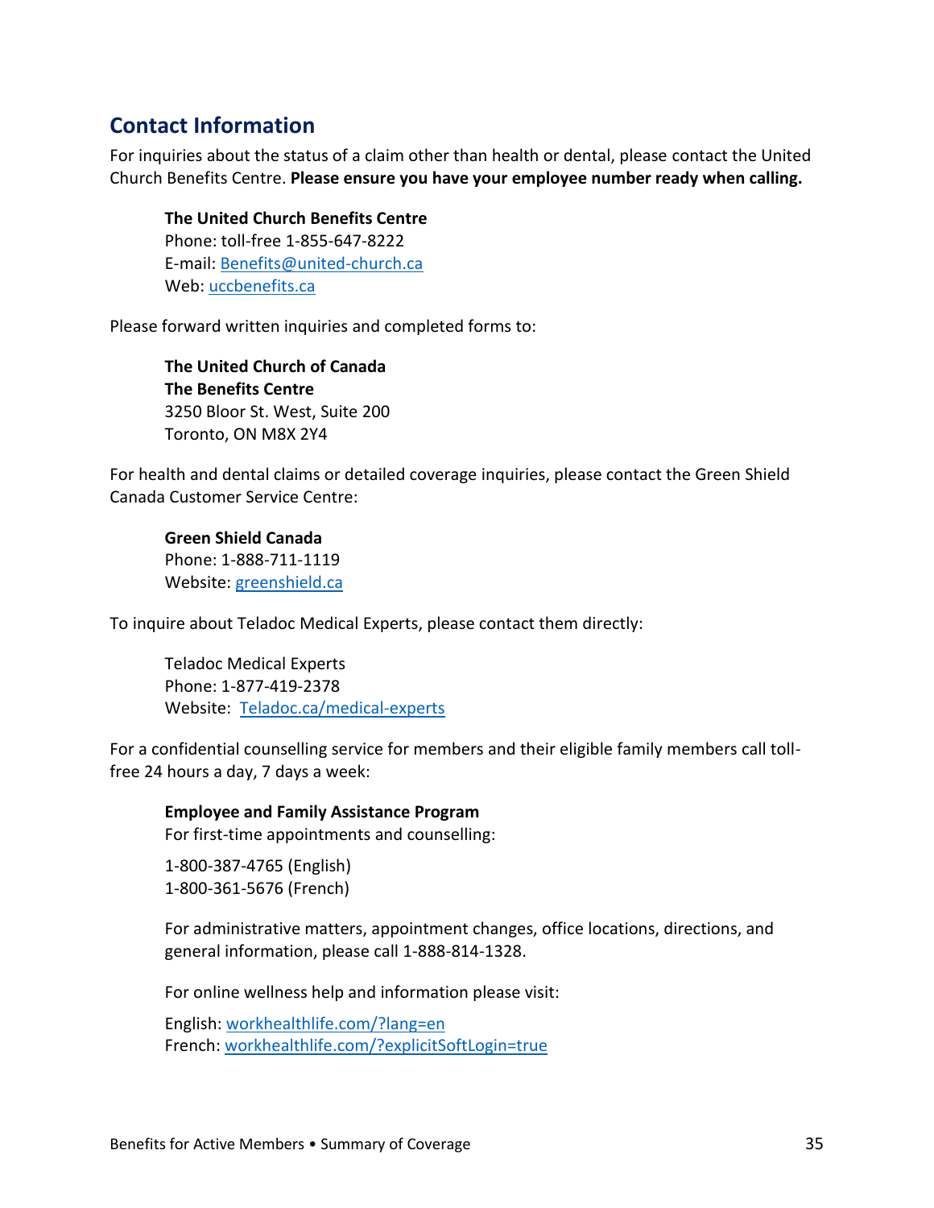## Contact Information

For inquiries about the status of a claim other than health or dental, please contact the United Church Benefits Centre. **Please ensure you have your employee number ready when calling.**

**The United Church Benefits Centre**
Phone: toll-free 1-855-647-8222
E-mail: Benefits@united-church.ca
Web: uccbenefits.ca

Please forward written inquiries and completed forms to:

**The United Church of Canada**
**The Benefits Centre**
3250 Bloor St. West, Suite 200
Toronto, ON M8X 2Y4

For health and dental claims or detailed coverage inquiries, please contact the Green Shield Canada Customer Service Centre:

**Green Shield Canada**
Phone: 1-888-711-1119
Website: greenshield.ca

To inquire about Teladoc Medical Experts, please contact them directly:

Teladoc Medical Experts
Phone: 1-877-419-2378
Website: Teladoc.ca/medical-experts

For a confidential counselling service for members and their eligible family members call toll-free 24 hours a day, 7 days a week:

**Employee and Family Assistance Program**
For first-time appointments and counselling:

1-800-387-4765 (English)
1-800-361-5676 (French)

For administrative matters, appointment changes, office locations, directions, and general information, please call 1-888-814-1328.

For online wellness help and information please visit:

English: workhealthlife.com/?lang=en
French: workhealthlife.com/?explicitSoftLogin=true